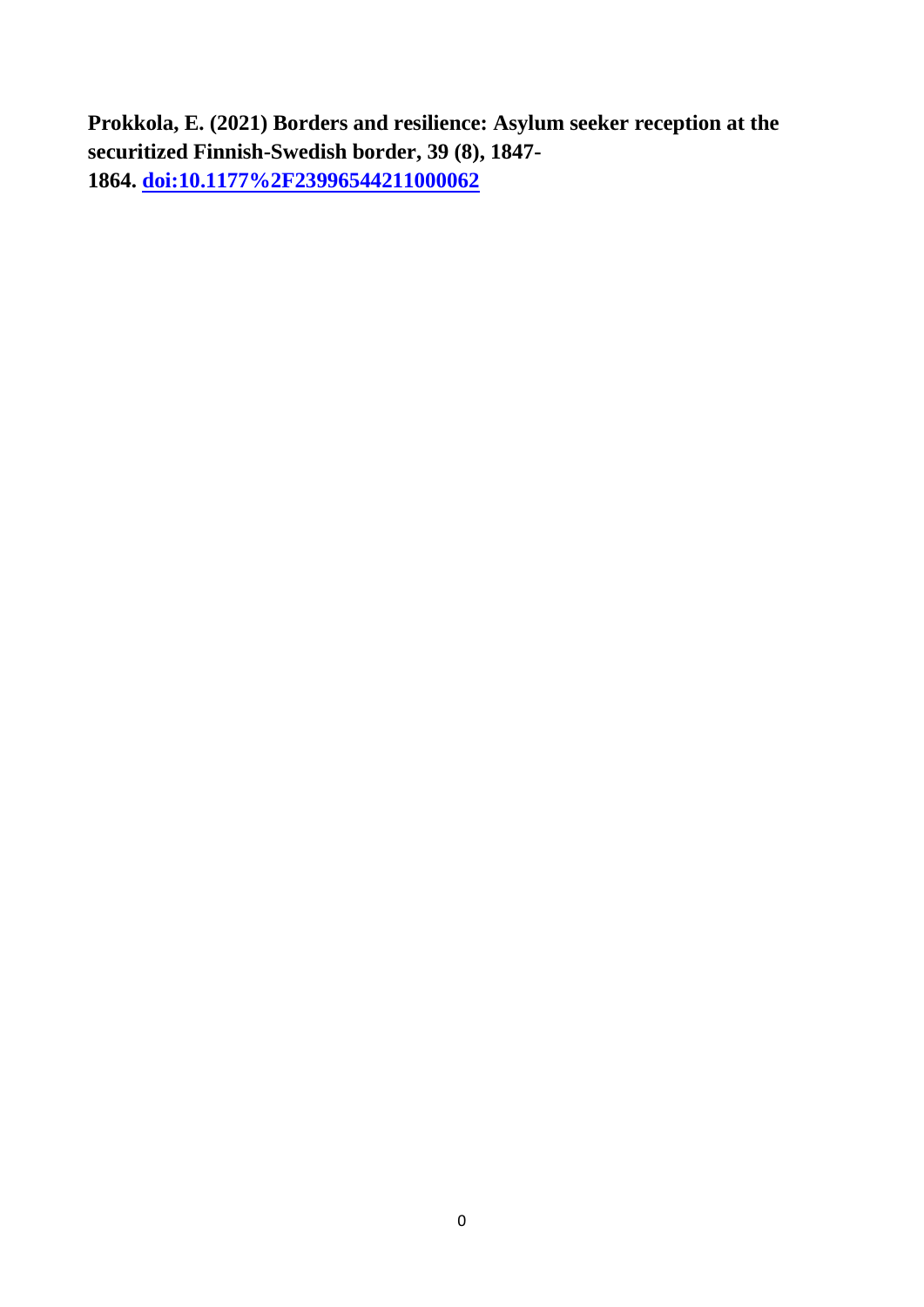**Prokkola, E. (2021) Borders and resilience: Asylum seeker reception at the securitized Finnish-Swedish border, 39 (8), 1847-1864. [doi:10.1177%2F23996544211000062](https://doi.org/10.1177%2F23996544211000062)**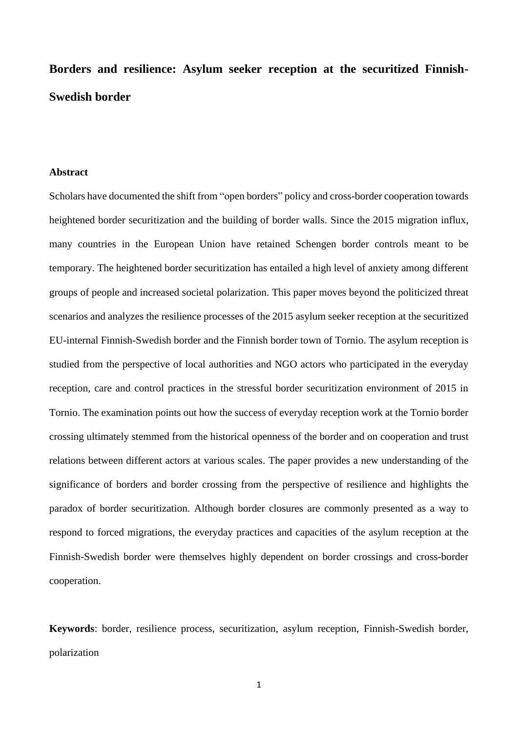# Borders and resilience: Asylum seeker reception at the securitized Finnish-Swedish border

## Abstract

Scholars have documented the shift from "open borders" policy and cross-border cooperation towards heightened border securitization and the building of border walls. Since the 2015 migration influx, many countries in the European Union have retained Schengen border controls meant to be temporary. The heightened border securitization has entailed a high level of anxiety among different groups of people and increased societal polarization. This paper moves beyond the politicized threat scenarios and analyzes the resilience processes of the 2015 asylum seeker reception at the securitized EU-internal Finnish-Swedish border and the Finnish border town of Tornio. The asylum reception is studied from the perspective of local authorities and NGO actors who participated in the everyday reception, care and control practices in the stressful border securitization environment of 2015 in Tornio. The examination points out how the success of everyday reception work at the Tornio border crossing ultimately stemmed from the historical openness of the border and on cooperation and trust relations between different actors at various scales. The paper provides a new understanding of the significance of borders and border crossing from the perspective of resilience and highlights the paradox of border securitization. Although border closures are commonly presented as a way to respond to forced migrations, the everyday practices and capacities of the asylum reception at the Finnish-Swedish border were themselves highly dependent on border crossings and cross-border cooperation.

**Keywords**: border, resilience process, securitization, asylum reception, Finnish-Swedish border, polarization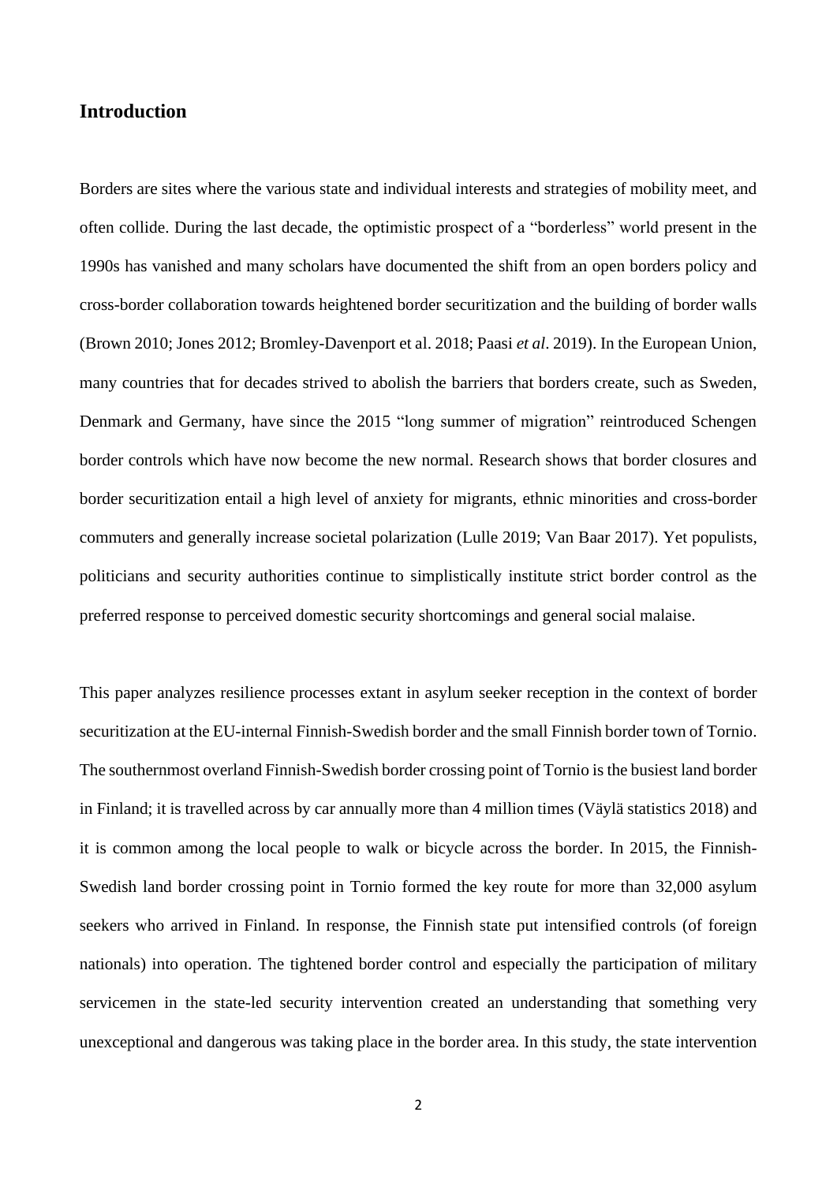## Introduction

Borders are sites where the various state and individual interests and strategies of mobility meet, and often collide. During the last decade, the optimistic prospect of a "borderless" world present in the 1990s has vanished and many scholars have documented the shift from an open borders policy and cross-border collaboration towards heightened border securitization and the building of border walls (Brown 2010; Jones 2012; Bromley-Davenport et al. 2018; Paasi *et al*. 2019). In the European Union, many countries that for decades strived to abolish the barriers that borders create, such as Sweden, Denmark and Germany, have since the 2015 "long summer of migration" reintroduced Schengen border controls which have now become the new normal. Research shows that border closures and border securitization entail a high level of anxiety for migrants, ethnic minorities and cross-border commuters and generally increase societal polarization (Lulle 2019; Van Baar 2017). Yet populists, politicians and security authorities continue to simplistically institute strict border control as the preferred response to perceived domestic security shortcomings and general social malaise.

This paper analyzes resilience processes extant in asylum seeker reception in the context of border securitization at the EU-internal Finnish-Swedish border and the small Finnish border town of Tornio. The southernmost overland Finnish-Swedish border crossing point of Tornio is the busiest land border in Finland; it is travelled across by car annually more than 4 million times (Väylä statistics 2018) and it is common among the local people to walk or bicycle across the border. In 2015, the Finnish-Swedish land border crossing point in Tornio formed the key route for more than 32,000 asylum seekers who arrived in Finland. In response, the Finnish state put intensified controls (of foreign nationals) into operation. The tightened border control and especially the participation of military servicemen in the state-led security intervention created an understanding that something very unexceptional and dangerous was taking place in the border area. In this study, the state intervention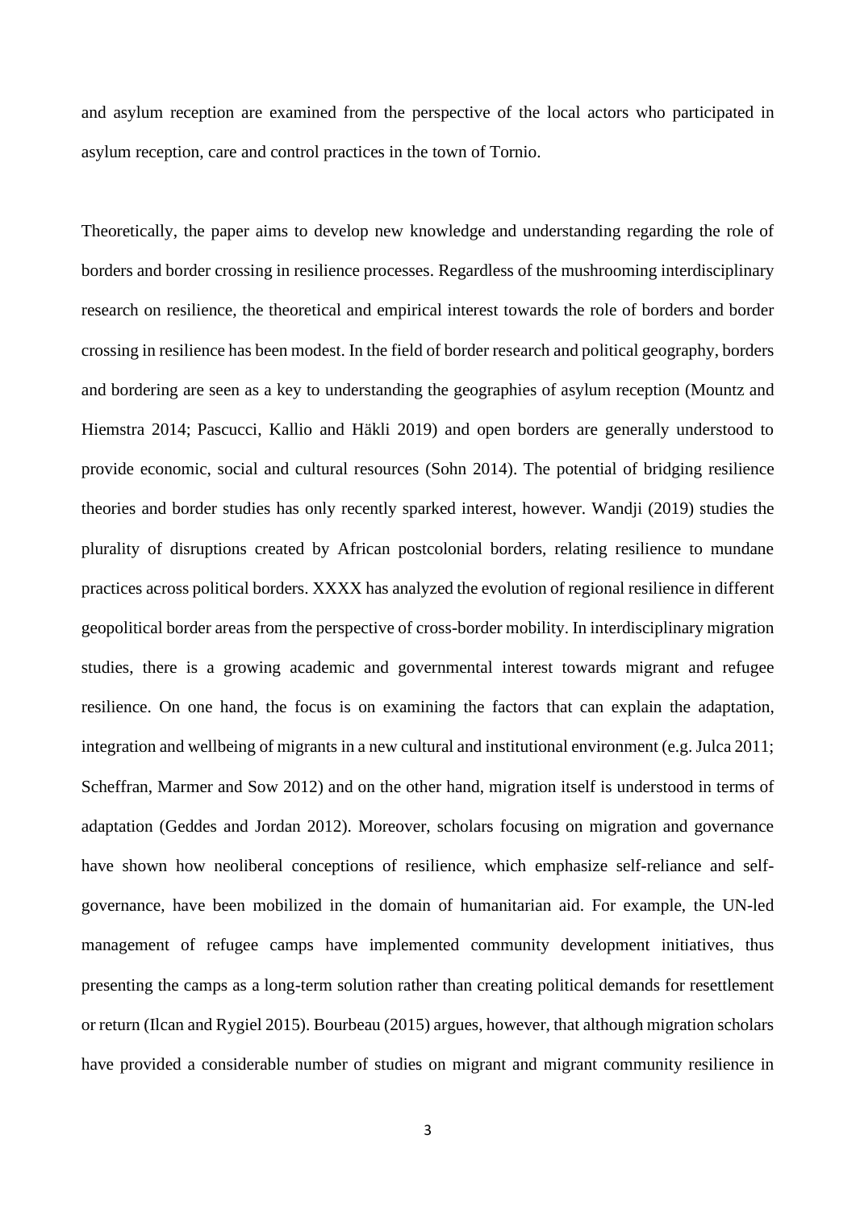and asylum reception are examined from the perspective of the local actors who participated in asylum reception, care and control practices in the town of Tornio.

Theoretically, the paper aims to develop new knowledge and understanding regarding the role of borders and border crossing in resilience processes. Regardless of the mushrooming interdisciplinary research on resilience, the theoretical and empirical interest towards the role of borders and border crossing in resilience has been modest. In the field of border research and political geography, borders and bordering are seen as a key to understanding the geographies of asylum reception (Mountz and Hiemstra 2014; Pascucci, Kallio and Häkli 2019) and open borders are generally understood to provide economic, social and cultural resources (Sohn 2014). The potential of bridging resilience theories and border studies has only recently sparked interest, however. Wandji (2019) studies the plurality of disruptions created by African postcolonial borders, relating resilience to mundane practices across political borders. XXXX has analyzed the evolution of regional resilience in different geopolitical border areas from the perspective of cross-border mobility. In interdisciplinary migration studies, there is a growing academic and governmental interest towards migrant and refugee resilience. On one hand, the focus is on examining the factors that can explain the adaptation, integration and wellbeing of migrants in a new cultural and institutional environment (e.g. Julca 2011; Scheffran, Marmer and Sow 2012) and on the other hand, migration itself is understood in terms of adaptation (Geddes and Jordan 2012). Moreover, scholars focusing on migration and governance have shown how neoliberal conceptions of resilience, which emphasize self-reliance and self-governance, have been mobilized in the domain of humanitarian aid. For example, the UN-led management of refugee camps have implemented community development initiatives, thus presenting the camps as a long-term solution rather than creating political demands for resettlement or return (Ilcan and Rygiel 2015). Bourbeau (2015) argues, however, that although migration scholars have provided a considerable number of studies on migrant and migrant community resilience in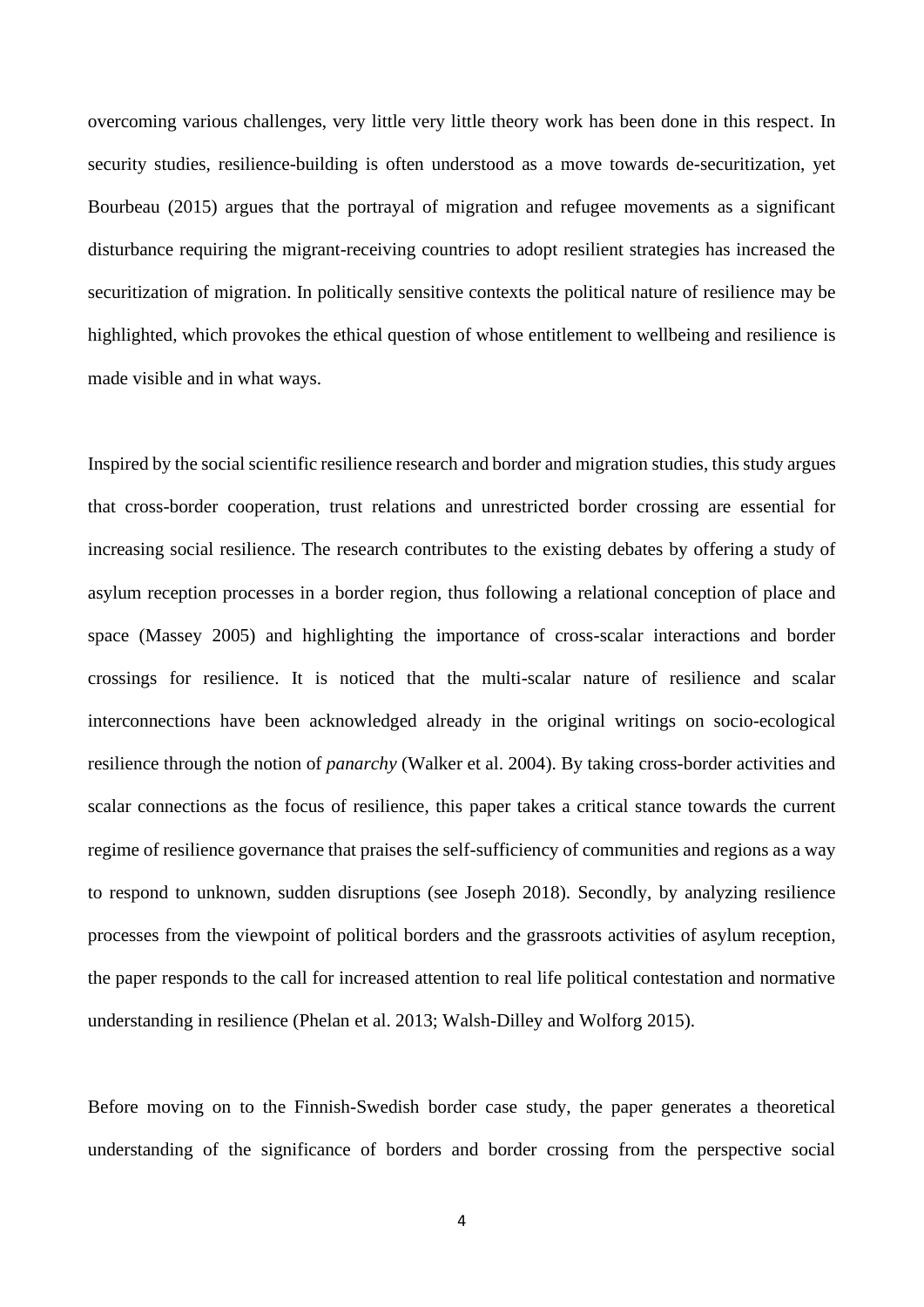overcoming various challenges, very little very little theory work has been done in this respect. In security studies, resilience-building is often understood as a move towards de-securitization, yet Bourbeau (2015) argues that the portrayal of migration and refugee movements as a significant disturbance requiring the migrant-receiving countries to adopt resilient strategies has increased the securitization of migration. In politically sensitive contexts the political nature of resilience may be highlighted, which provokes the ethical question of whose entitlement to wellbeing and resilience is made visible and in what ways.

Inspired by the social scientific resilience research and border and migration studies, this study argues that cross-border cooperation, trust relations and unrestricted border crossing are essential for increasing social resilience. The research contributes to the existing debates by offering a study of asylum reception processes in a border region, thus following a relational conception of place and space (Massey 2005) and highlighting the importance of cross-scalar interactions and border crossings for resilience. It is noticed that the multi-scalar nature of resilience and scalar interconnections have been acknowledged already in the original writings on socio-ecological resilience through the notion of *panarchy* (Walker et al. 2004). By taking cross-border activities and scalar connections as the focus of resilience, this paper takes a critical stance towards the current regime of resilience governance that praises the self-sufficiency of communities and regions as a way to respond to unknown, sudden disruptions (see Joseph 2018). Secondly, by analyzing resilience processes from the viewpoint of political borders and the grassroots activities of asylum reception, the paper responds to the call for increased attention to real life political contestation and normative understanding in resilience (Phelan et al. 2013; Walsh-Dilley and Wolforg 2015).

Before moving on to the Finnish-Swedish border case study, the paper generates a theoretical understanding of the significance of borders and border crossing from the perspective social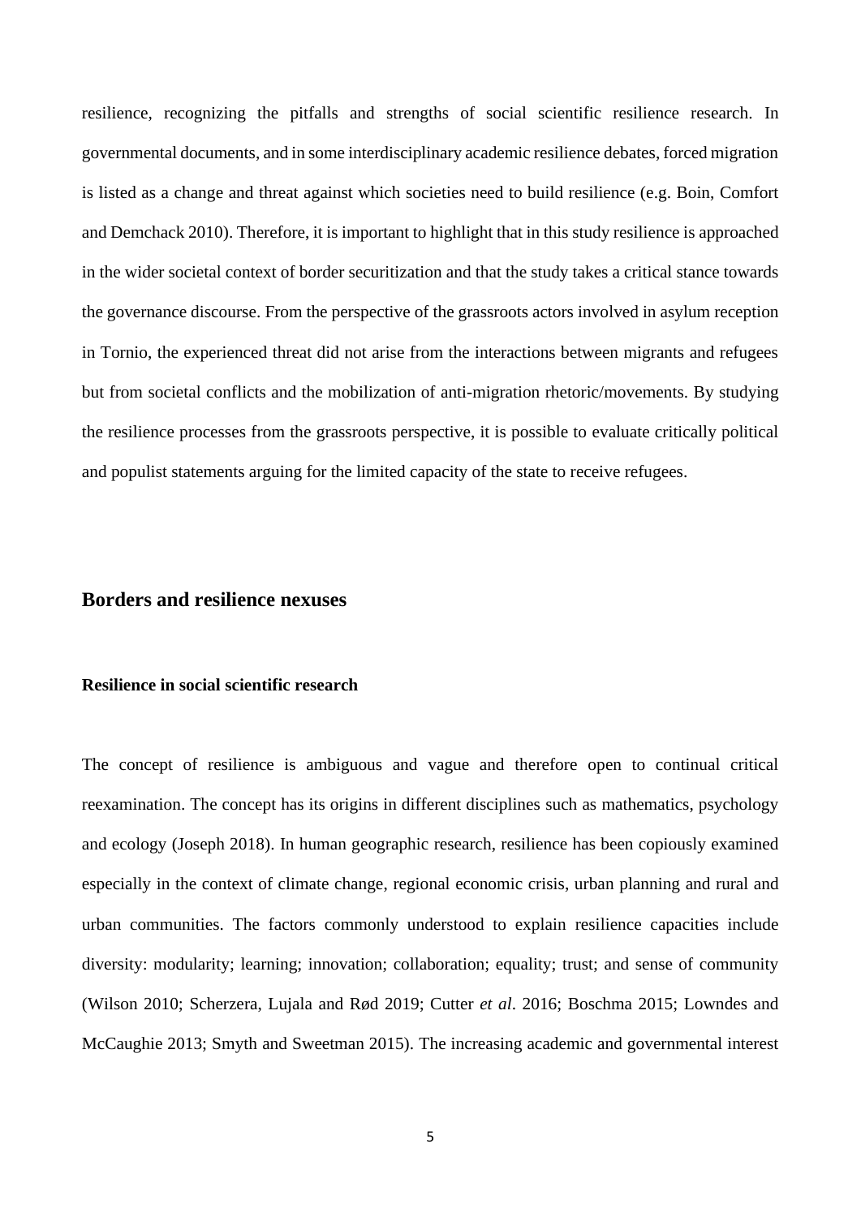resilience, recognizing the pitfalls and strengths of social scientific resilience research. In governmental documents, and in some interdisciplinary academic resilience debates, forced migration is listed as a change and threat against which societies need to build resilience (e.g. Boin, Comfort and Demchack 2010). Therefore, it is important to highlight that in this study resilience is approached in the wider societal context of border securitization and that the study takes a critical stance towards the governance discourse. From the perspective of the grassroots actors involved in asylum reception in Tornio, the experienced threat did not arise from the interactions between migrants and refugees but from societal conflicts and the mobilization of anti-migration rhetoric/movements. By studying the resilience processes from the grassroots perspective, it is possible to evaluate critically political and populist statements arguing for the limited capacity of the state to receive refugees.

## Borders and resilience nexuses

### Resilience in social scientific research

The concept of resilience is ambiguous and vague and therefore open to continual critical reexamination. The concept has its origins in different disciplines such as mathematics, psychology and ecology (Joseph 2018). In human geographic research, resilience has been copiously examined especially in the context of climate change, regional economic crisis, urban planning and rural and urban communities. The factors commonly understood to explain resilience capacities include diversity: modularity; learning; innovation; collaboration; equality; trust; and sense of community (Wilson 2010; Scherzera, Lujala and Rød 2019; Cutter *et al*. 2016; Boschma 2015; Lowndes and McCaughie 2013; Smyth and Sweetman 2015). The increasing academic and governmental interest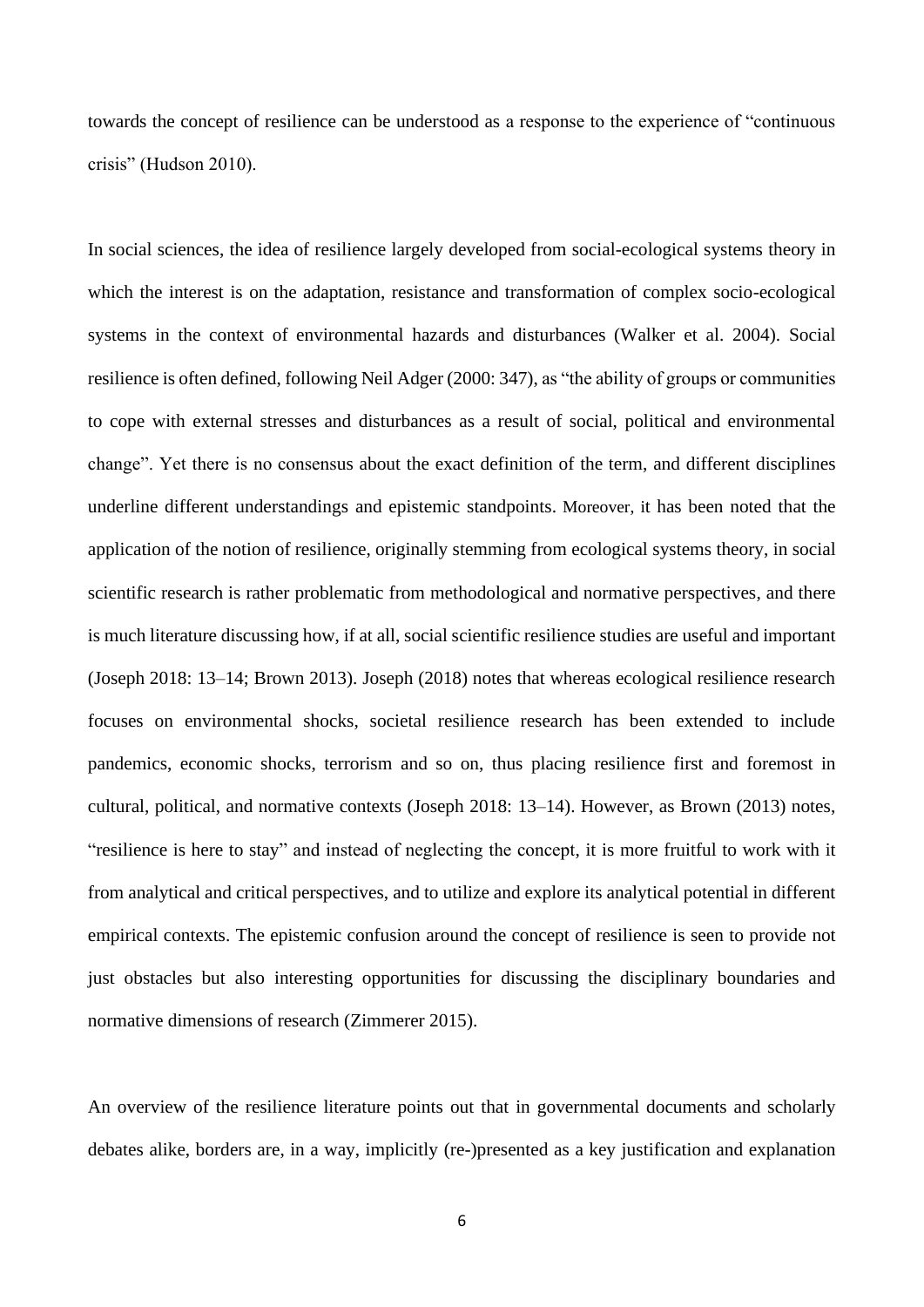towards the concept of resilience can be understood as a response to the experience of "continuous crisis" (Hudson 2010).

In social sciences, the idea of resilience largely developed from social-ecological systems theory in which the interest is on the adaptation, resistance and transformation of complex socio-ecological systems in the context of environmental hazards and disturbances (Walker et al. 2004). Social resilience is often defined, following Neil Adger (2000: 347), as "the ability of groups or communities to cope with external stresses and disturbances as a result of social, political and environmental change". Yet there is no consensus about the exact definition of the term, and different disciplines underline different understandings and epistemic standpoints. Moreover, it has been noted that the application of the notion of resilience, originally stemming from ecological systems theory, in social scientific research is rather problematic from methodological and normative perspectives, and there is much literature discussing how, if at all, social scientific resilience studies are useful and important (Joseph 2018: 13–14; Brown 2013). Joseph (2018) notes that whereas ecological resilience research focuses on environmental shocks, societal resilience research has been extended to include pandemics, economic shocks, terrorism and so on, thus placing resilience first and foremost in cultural, political, and normative contexts (Joseph 2018: 13–14). However, as Brown (2013) notes, "resilience is here to stay" and instead of neglecting the concept, it is more fruitful to work with it from analytical and critical perspectives, and to utilize and explore its analytical potential in different empirical contexts. The epistemic confusion around the concept of resilience is seen to provide not just obstacles but also interesting opportunities for discussing the disciplinary boundaries and normative dimensions of research (Zimmerer 2015).

An overview of the resilience literature points out that in governmental documents and scholarly debates alike, borders are, in a way, implicitly (re-)presented as a key justification and explanation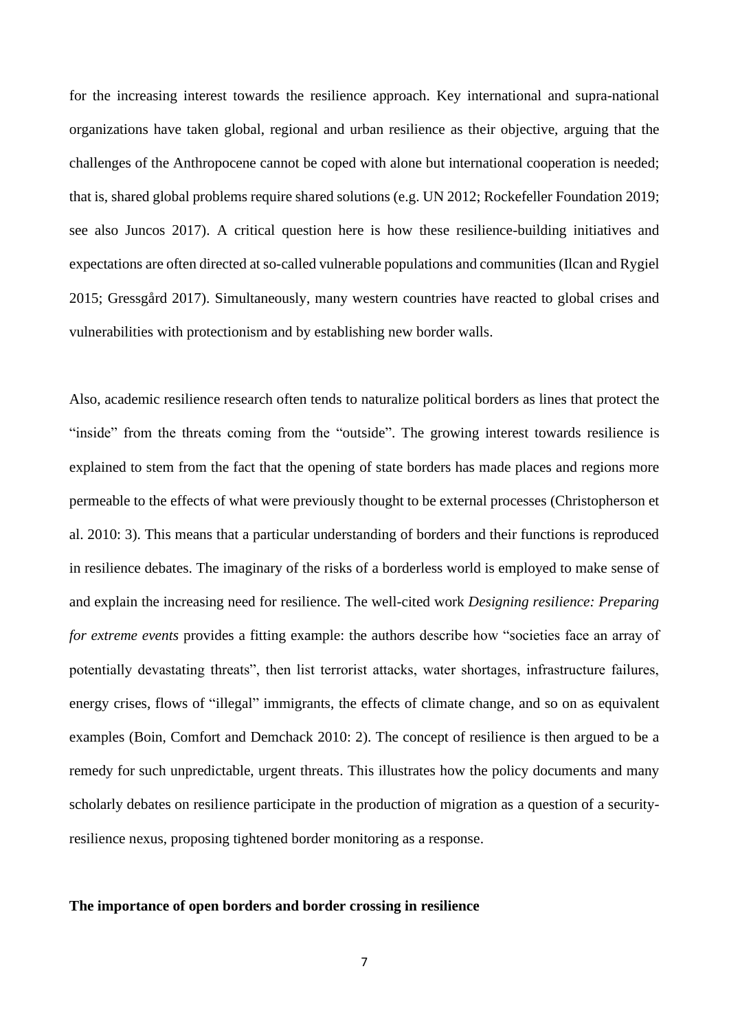for the increasing interest towards the resilience approach. Key international and supra-national organizations have taken global, regional and urban resilience as their objective, arguing that the challenges of the Anthropocene cannot be coped with alone but international cooperation is needed; that is, shared global problems require shared solutions (e.g. UN 2012; Rockefeller Foundation 2019; see also Juncos 2017). A critical question here is how these resilience-building initiatives and expectations are often directed at so-called vulnerable populations and communities (Ilcan and Rygiel 2015; Gressgård 2017). Simultaneously, many western countries have reacted to global crises and vulnerabilities with protectionism and by establishing new border walls.

Also, academic resilience research often tends to naturalize political borders as lines that protect the "inside" from the threats coming from the "outside". The growing interest towards resilience is explained to stem from the fact that the opening of state borders has made places and regions more permeable to the effects of what were previously thought to be external processes (Christopherson et al. 2010: 3). This means that a particular understanding of borders and their functions is reproduced in resilience debates. The imaginary of the risks of a borderless world is employed to make sense of and explain the increasing need for resilience. The well-cited work *Designing resilience: Preparing for extreme events* provides a fitting example: the authors describe how "societies face an array of potentially devastating threats", then list terrorist attacks, water shortages, infrastructure failures, energy crises, flows of "illegal" immigrants, the effects of climate change, and so on as equivalent examples (Boin, Comfort and Demchack 2010: 2). The concept of resilience is then argued to be a remedy for such unpredictable, urgent threats. This illustrates how the policy documents and many scholarly debates on resilience participate in the production of migration as a question of a security-resilience nexus, proposing tightened border monitoring as a response.

## The importance of open borders and border crossing in resilience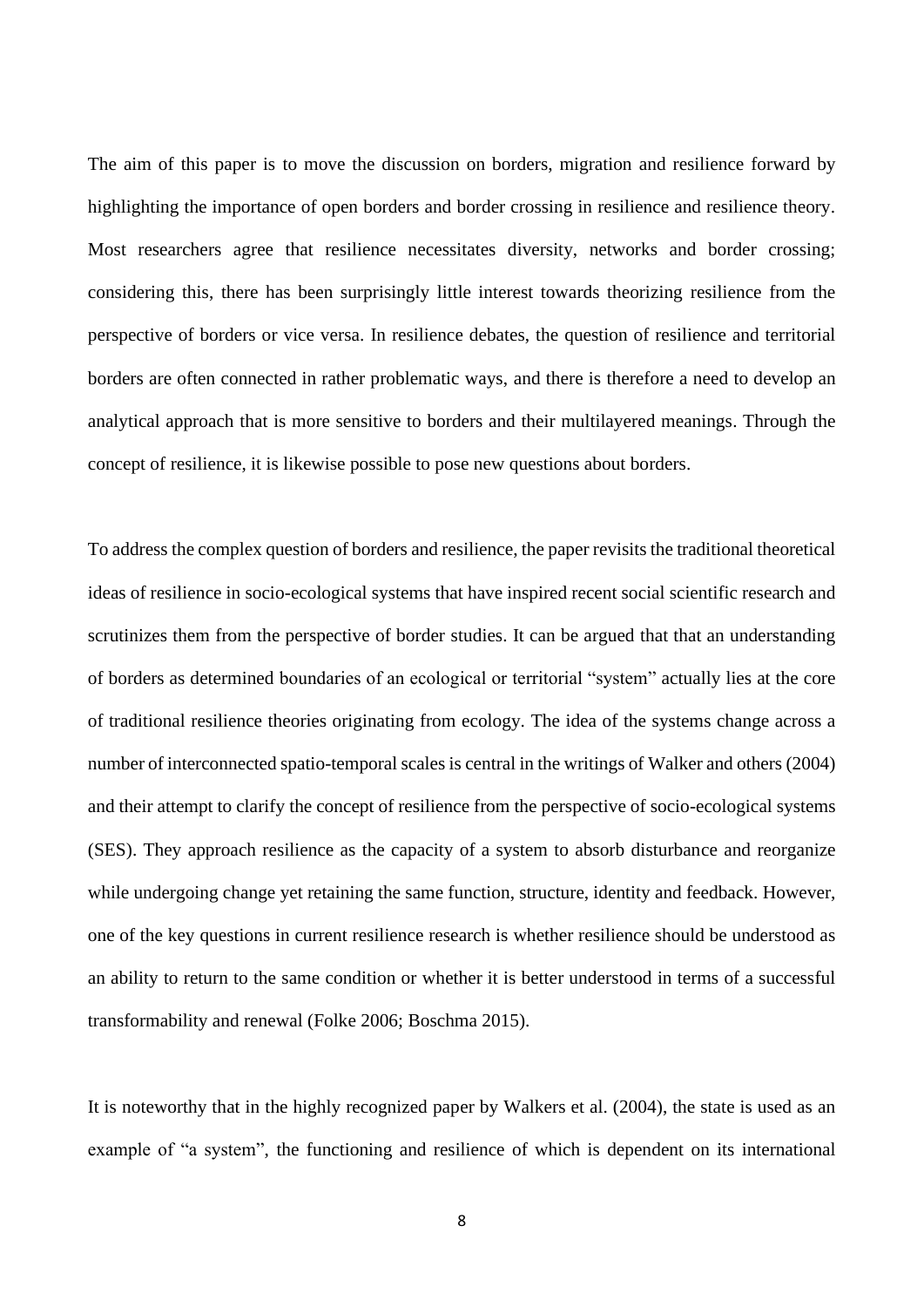The aim of this paper is to move the discussion on borders, migration and resilience forward by highlighting the importance of open borders and border crossing in resilience and resilience theory. Most researchers agree that resilience necessitates diversity, networks and border crossing; considering this, there has been surprisingly little interest towards theorizing resilience from the perspective of borders or vice versa. In resilience debates, the question of resilience and territorial borders are often connected in rather problematic ways, and there is therefore a need to develop an analytical approach that is more sensitive to borders and their multilayered meanings. Through the concept of resilience, it is likewise possible to pose new questions about borders.

To address the complex question of borders and resilience, the paper revisits the traditional theoretical ideas of resilience in socio-ecological systems that have inspired recent social scientific research and scrutinizes them from the perspective of border studies. It can be argued that that an understanding of borders as determined boundaries of an ecological or territorial "system" actually lies at the core of traditional resilience theories originating from ecology. The idea of the systems change across a number of interconnected spatio-temporal scales is central in the writings of Walker and others (2004) and their attempt to clarify the concept of resilience from the perspective of socio-ecological systems (SES). They approach resilience as the capacity of a system to absorb disturbance and reorganize while undergoing change yet retaining the same function, structure, identity and feedback. However, one of the key questions in current resilience research is whether resilience should be understood as an ability to return to the same condition or whether it is better understood in terms of a successful transformability and renewal (Folke 2006; Boschma 2015).

It is noteworthy that in the highly recognized paper by Walkers et al. (2004), the state is used as an example of "a system", the functioning and resilience of which is dependent on its international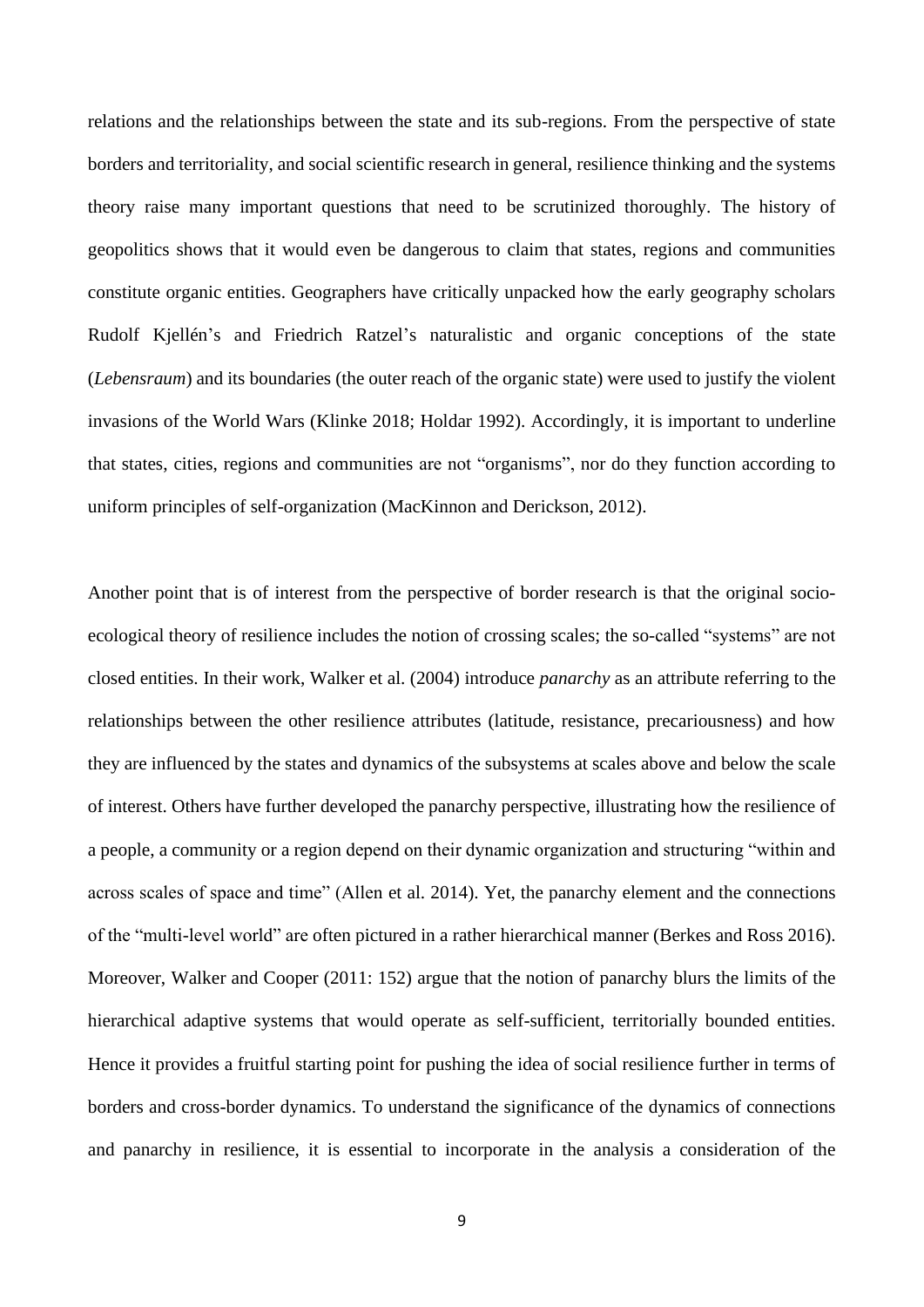relations and the relationships between the state and its sub-regions. From the perspective of state borders and territoriality, and social scientific research in general, resilience thinking and the systems theory raise many important questions that need to be scrutinized thoroughly. The history of geopolitics shows that it would even be dangerous to claim that states, regions and communities constitute organic entities. Geographers have critically unpacked how the early geography scholars Rudolf Kjellén's and Friedrich Ratzel's naturalistic and organic conceptions of the state (*Lebensraum*) and its boundaries (the outer reach of the organic state) were used to justify the violent invasions of the World Wars (Klinke 2018; Holdar 1992). Accordingly, it is important to underline that states, cities, regions and communities are not "organisms", nor do they function according to uniform principles of self-organization (MacKinnon and Derickson, 2012).

Another point that is of interest from the perspective of border research is that the original socio-ecological theory of resilience includes the notion of crossing scales; the so-called "systems" are not closed entities. In their work, Walker et al. (2004) introduce *panarchy* as an attribute referring to the relationships between the other resilience attributes (latitude, resistance, precariousness) and how they are influenced by the states and dynamics of the subsystems at scales above and below the scale of interest. Others have further developed the panarchy perspective, illustrating how the resilience of a people, a community or a region depend on their dynamic organization and structuring "within and across scales of space and time" (Allen et al. 2014). Yet, the panarchy element and the connections of the "multi-level world" are often pictured in a rather hierarchical manner (Berkes and Ross 2016). Moreover, Walker and Cooper (2011: 152) argue that the notion of panarchy blurs the limits of the hierarchical adaptive systems that would operate as self-sufficient, territorially bounded entities. Hence it provides a fruitful starting point for pushing the idea of social resilience further in terms of borders and cross-border dynamics. To understand the significance of the dynamics of connections and panarchy in resilience, it is essential to incorporate in the analysis a consideration of the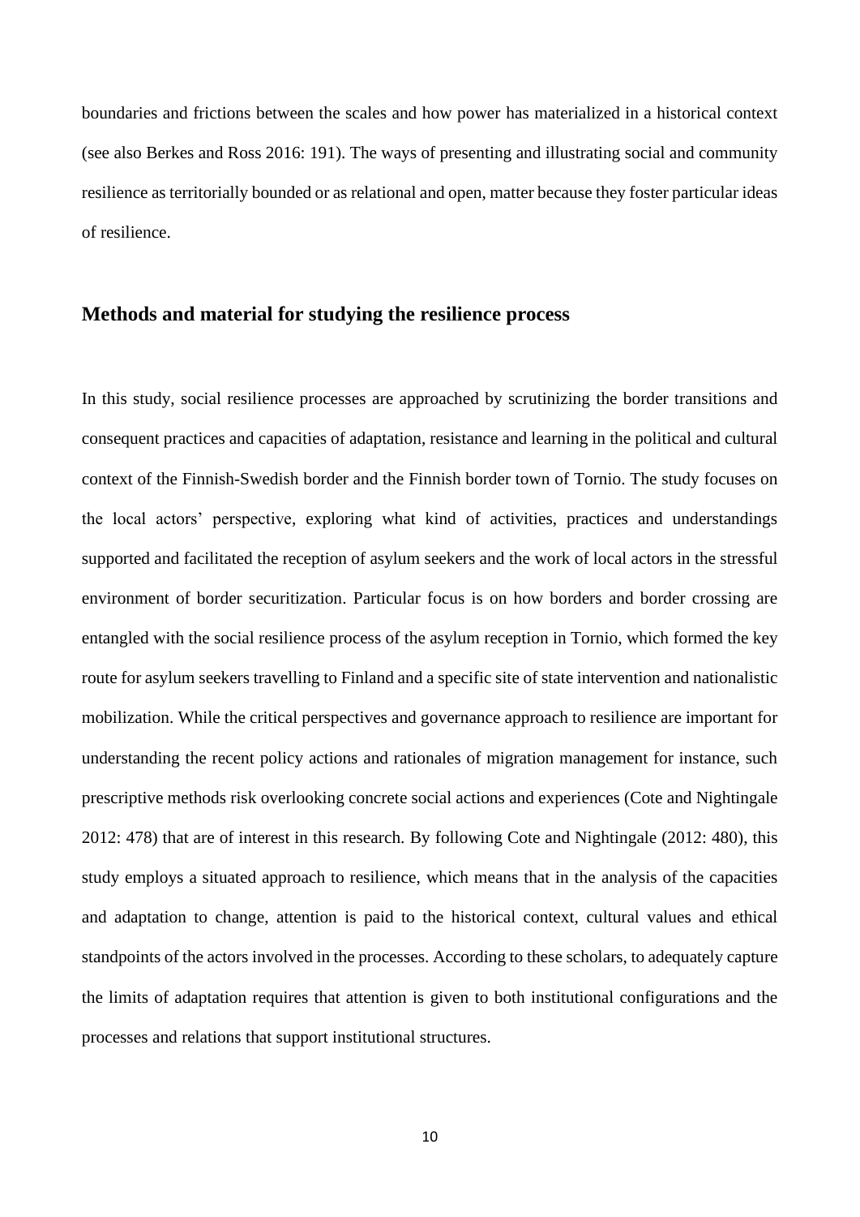boundaries and frictions between the scales and how power has materialized in a historical context (see also Berkes and Ross 2016: 191). The ways of presenting and illustrating social and community resilience as territorially bounded or as relational and open, matter because they foster particular ideas of resilience.

## Methods and material for studying the resilience process

In this study, social resilience processes are approached by scrutinizing the border transitions and consequent practices and capacities of adaptation, resistance and learning in the political and cultural context of the Finnish-Swedish border and the Finnish border town of Tornio. The study focuses on the local actors' perspective, exploring what kind of activities, practices and understandings supported and facilitated the reception of asylum seekers and the work of local actors in the stressful environment of border securitization. Particular focus is on how borders and border crossing are entangled with the social resilience process of the asylum reception in Tornio, which formed the key route for asylum seekers travelling to Finland and a specific site of state intervention and nationalistic mobilization. While the critical perspectives and governance approach to resilience are important for understanding the recent policy actions and rationales of migration management for instance, such prescriptive methods risk overlooking concrete social actions and experiences (Cote and Nightingale 2012: 478) that are of interest in this research. By following Cote and Nightingale (2012: 480), this study employs a situated approach to resilience, which means that in the analysis of the capacities and adaptation to change, attention is paid to the historical context, cultural values and ethical standpoints of the actors involved in the processes. According to these scholars, to adequately capture the limits of adaptation requires that attention is given to both institutional configurations and the processes and relations that support institutional structures.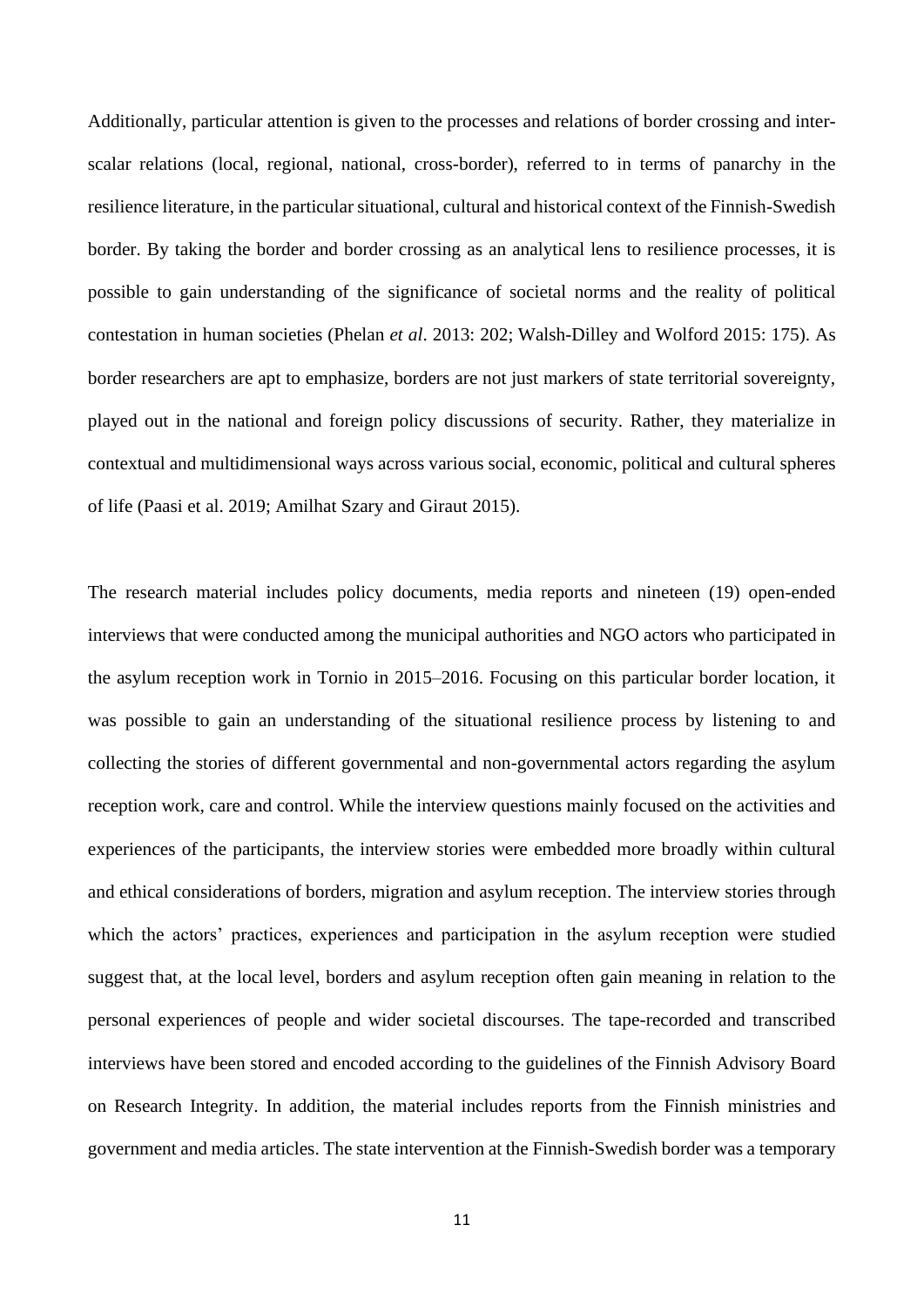Additionally, particular attention is given to the processes and relations of border crossing and inter-scalar relations (local, regional, national, cross-border), referred to in terms of panarchy in the resilience literature, in the particular situational, cultural and historical context of the Finnish-Swedish border. By taking the border and border crossing as an analytical lens to resilience processes, it is possible to gain understanding of the significance of societal norms and the reality of political contestation in human societies (Phelan *et al*. 2013: 202; Walsh-Dilley and Wolford 2015: 175). As border researchers are apt to emphasize, borders are not just markers of state territorial sovereignty, played out in the national and foreign policy discussions of security. Rather, they materialize in contextual and multidimensional ways across various social, economic, political and cultural spheres of life (Paasi et al. 2019; Amilhat Szary and Giraut 2015).

The research material includes policy documents, media reports and nineteen (19) open-ended interviews that were conducted among the municipal authorities and NGO actors who participated in the asylum reception work in Tornio in 2015–2016. Focusing on this particular border location, it was possible to gain an understanding of the situational resilience process by listening to and collecting the stories of different governmental and non-governmental actors regarding the asylum reception work, care and control. While the interview questions mainly focused on the activities and experiences of the participants, the interview stories were embedded more broadly within cultural and ethical considerations of borders, migration and asylum reception. The interview stories through which the actors' practices, experiences and participation in the asylum reception were studied suggest that, at the local level, borders and asylum reception often gain meaning in relation to the personal experiences of people and wider societal discourses. The tape-recorded and transcribed interviews have been stored and encoded according to the guidelines of the Finnish Advisory Board on Research Integrity. In addition, the material includes reports from the Finnish ministries and government and media articles. The state intervention at the Finnish-Swedish border was a temporary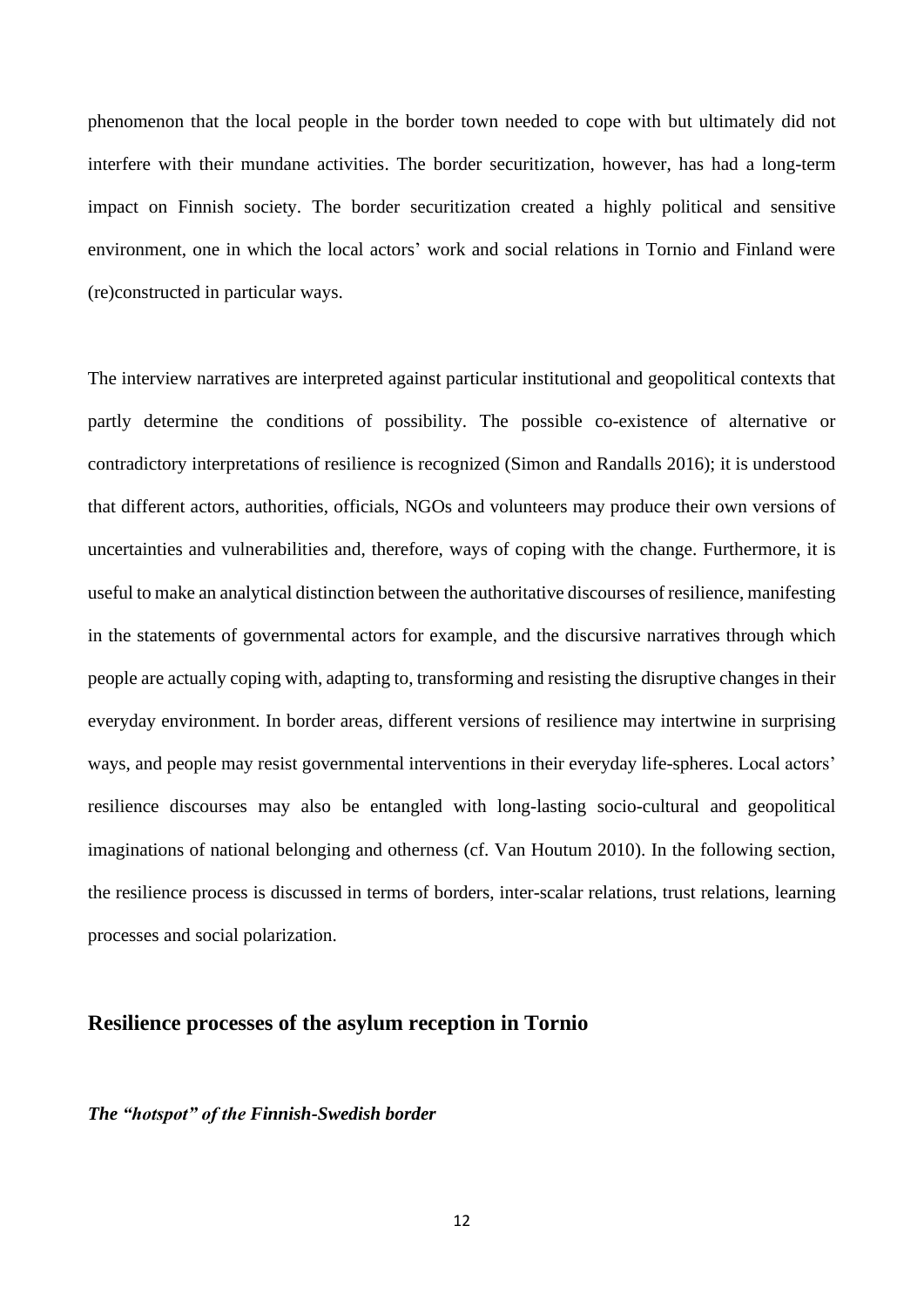phenomenon that the local people in the border town needed to cope with but ultimately did not interfere with their mundane activities. The border securitization, however, has had a long-term impact on Finnish society. The border securitization created a highly political and sensitive environment, one in which the local actors' work and social relations in Tornio and Finland were (re)constructed in particular ways.

The interview narratives are interpreted against particular institutional and geopolitical contexts that partly determine the conditions of possibility. The possible co-existence of alternative or contradictory interpretations of resilience is recognized (Simon and Randalls 2016); it is understood that different actors, authorities, officials, NGOs and volunteers may produce their own versions of uncertainties and vulnerabilities and, therefore, ways of coping with the change. Furthermore, it is useful to make an analytical distinction between the authoritative discourses of resilience, manifesting in the statements of governmental actors for example, and the discursive narratives through which people are actually coping with, adapting to, transforming and resisting the disruptive changes in their everyday environment. In border areas, different versions of resilience may intertwine in surprising ways, and people may resist governmental interventions in their everyday life-spheres. Local actors' resilience discourses may also be entangled with long-lasting socio-cultural and geopolitical imaginations of national belonging and otherness (cf. Van Houtum 2010). In the following section, the resilience process is discussed in terms of borders, inter-scalar relations, trust relations, learning processes and social polarization.

## Resilience processes of the asylum reception in Tornio

### *The "hotspot" of the Finnish-Swedish border*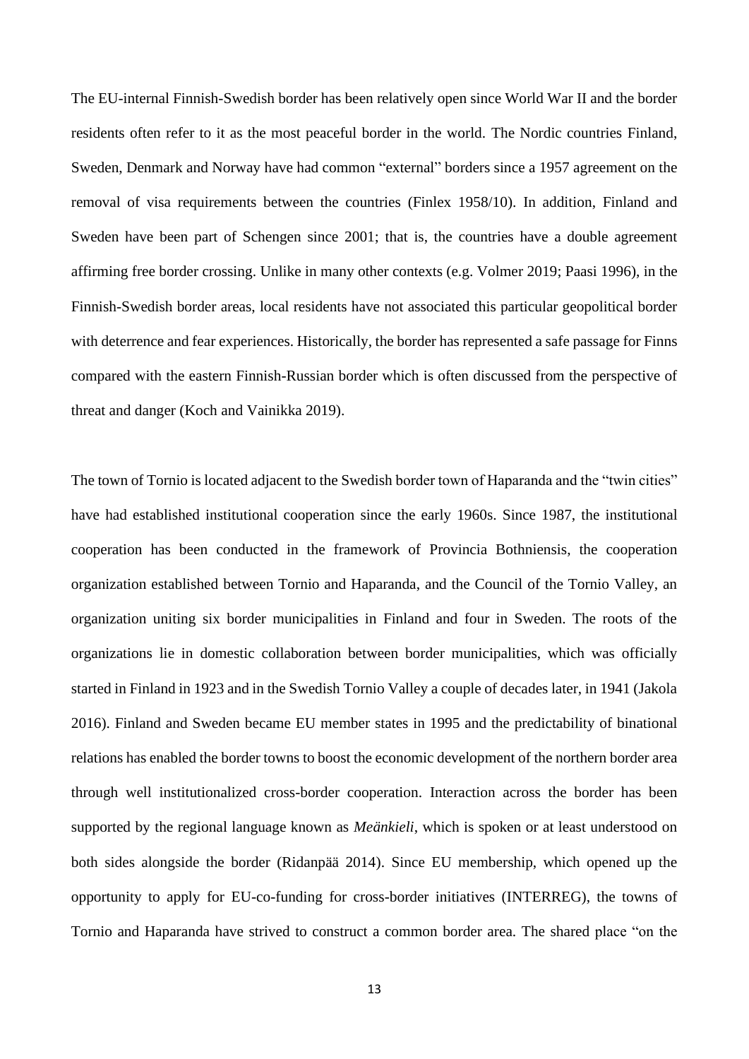The EU-internal Finnish-Swedish border has been relatively open since World War II and the border residents often refer to it as the most peaceful border in the world. The Nordic countries Finland, Sweden, Denmark and Norway have had common "external" borders since a 1957 agreement on the removal of visa requirements between the countries (Finlex 1958/10). In addition, Finland and Sweden have been part of Schengen since 2001; that is, the countries have a double agreement affirming free border crossing. Unlike in many other contexts (e.g. Volmer 2019; Paasi 1996), in the Finnish-Swedish border areas, local residents have not associated this particular geopolitical border with deterrence and fear experiences. Historically, the border has represented a safe passage for Finns compared with the eastern Finnish-Russian border which is often discussed from the perspective of threat and danger (Koch and Vainikka 2019).

The town of Tornio is located adjacent to the Swedish border town of Haparanda and the "twin cities" have had established institutional cooperation since the early 1960s. Since 1987, the institutional cooperation has been conducted in the framework of Provincia Bothniensis, the cooperation organization established between Tornio and Haparanda, and the Council of the Tornio Valley, an organization uniting six border municipalities in Finland and four in Sweden. The roots of the organizations lie in domestic collaboration between border municipalities, which was officially started in Finland in 1923 and in the Swedish Tornio Valley a couple of decades later, in 1941 (Jakola 2016). Finland and Sweden became EU member states in 1995 and the predictability of binational relations has enabled the border towns to boost the economic development of the northern border area through well institutionalized cross-border cooperation. Interaction across the border has been supported by the regional language known as *Meänkieli*, which is spoken or at least understood on both sides alongside the border (Ridanpää 2014). Since EU membership, which opened up the opportunity to apply for EU-co-funding for cross-border initiatives (INTERREG), the towns of Tornio and Haparanda have strived to construct a common border area. The shared place "on the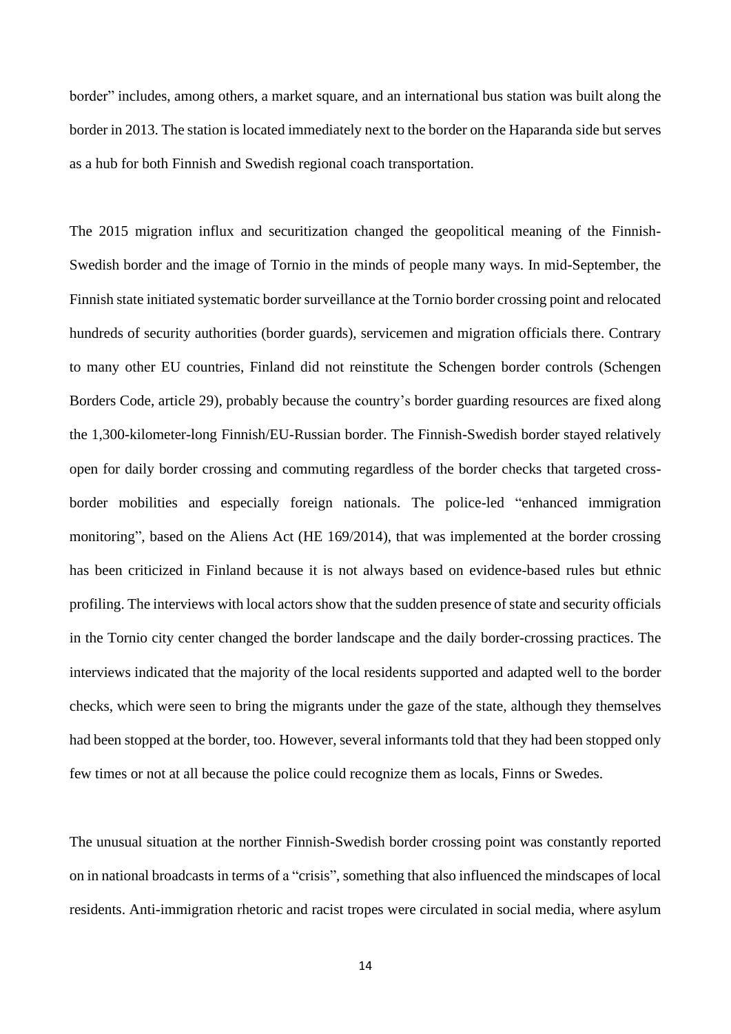border" includes, among others, a market square, and an international bus station was built along the border in 2013. The station is located immediately next to the border on the Haparanda side but serves as a hub for both Finnish and Swedish regional coach transportation.

The 2015 migration influx and securitization changed the geopolitical meaning of the Finnish-Swedish border and the image of Tornio in the minds of people many ways. In mid-September, the Finnish state initiated systematic border surveillance at the Tornio border crossing point and relocated hundreds of security authorities (border guards), servicemen and migration officials there. Contrary to many other EU countries, Finland did not reinstitute the Schengen border controls (Schengen Borders Code, article 29), probably because the country's border guarding resources are fixed along the 1,300-kilometer-long Finnish/EU-Russian border. The Finnish-Swedish border stayed relatively open for daily border crossing and commuting regardless of the border checks that targeted cross-border mobilities and especially foreign nationals. The police-led "enhanced immigration monitoring", based on the Aliens Act (HE 169/2014), that was implemented at the border crossing has been criticized in Finland because it is not always based on evidence-based rules but ethnic profiling. The interviews with local actors show that the sudden presence of state and security officials in the Tornio city center changed the border landscape and the daily border-crossing practices. The interviews indicated that the majority of the local residents supported and adapted well to the border checks, which were seen to bring the migrants under the gaze of the state, although they themselves had been stopped at the border, too. However, several informants told that they had been stopped only few times or not at all because the police could recognize them as locals, Finns or Swedes.

The unusual situation at the norther Finnish-Swedish border crossing point was constantly reported on in national broadcasts in terms of a "crisis", something that also influenced the mindscapes of local residents. Anti-immigration rhetoric and racist tropes were circulated in social media, where asylum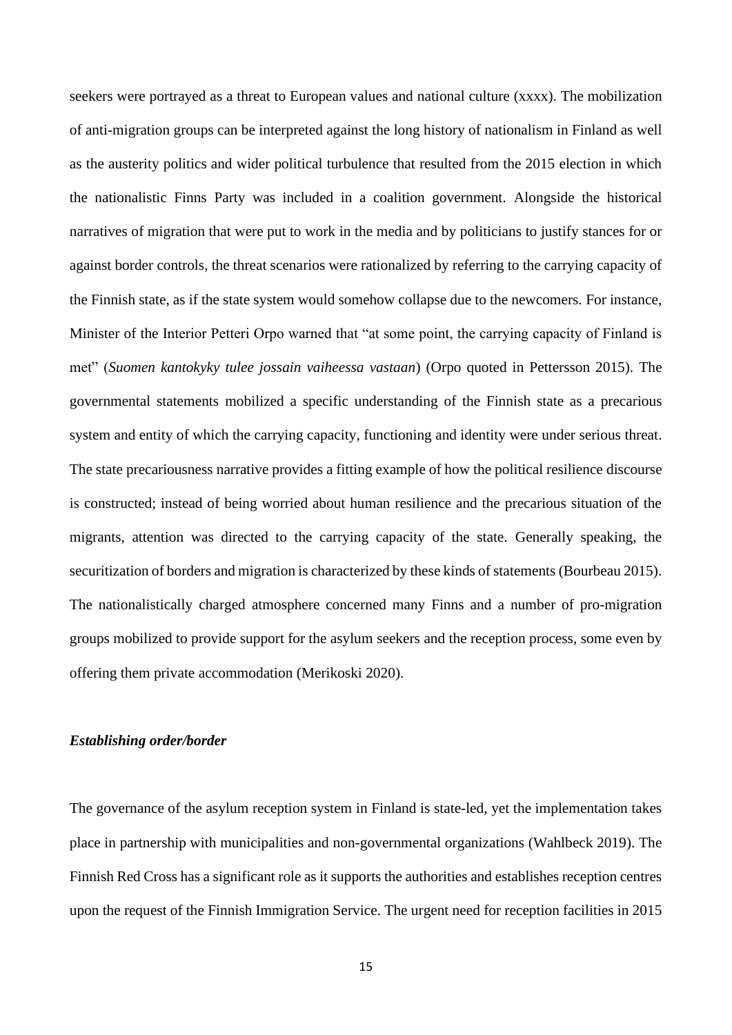seekers were portrayed as a threat to European values and national culture (xxxx). The mobilization of anti-migration groups can be interpreted against the long history of nationalism in Finland as well as the austerity politics and wider political turbulence that resulted from the 2015 election in which the nationalistic Finns Party was included in a coalition government. Alongside the historical narratives of migration that were put to work in the media and by politicians to justify stances for or against border controls, the threat scenarios were rationalized by referring to the carrying capacity of the Finnish state, as if the state system would somehow collapse due to the newcomers. For instance, Minister of the Interior Petteri Orpo warned that "at some point, the carrying capacity of Finland is met" (*Suomen kantokyky tulee jossain vaiheessa vastaan*) (Orpo quoted in Pettersson 2015). The governmental statements mobilized a specific understanding of the Finnish state as a precarious system and entity of which the carrying capacity, functioning and identity were under serious threat. The state precariousness narrative provides a fitting example of how the political resilience discourse is constructed; instead of being worried about human resilience and the precarious situation of the migrants, attention was directed to the carrying capacity of the state. Generally speaking, the securitization of borders and migration is characterized by these kinds of statements (Bourbeau 2015). The nationalistically charged atmosphere concerned many Finns and a number of pro-migration groups mobilized to provide support for the asylum seekers and the reception process, some even by offering them private accommodation (Merikoski 2020).

### *Establishing order/border*

The governance of the asylum reception system in Finland is state-led, yet the implementation takes place in partnership with municipalities and non-governmental organizations (Wahlbeck 2019). The Finnish Red Cross has a significant role as it supports the authorities and establishes reception centres upon the request of the Finnish Immigration Service. The urgent need for reception facilities in 2015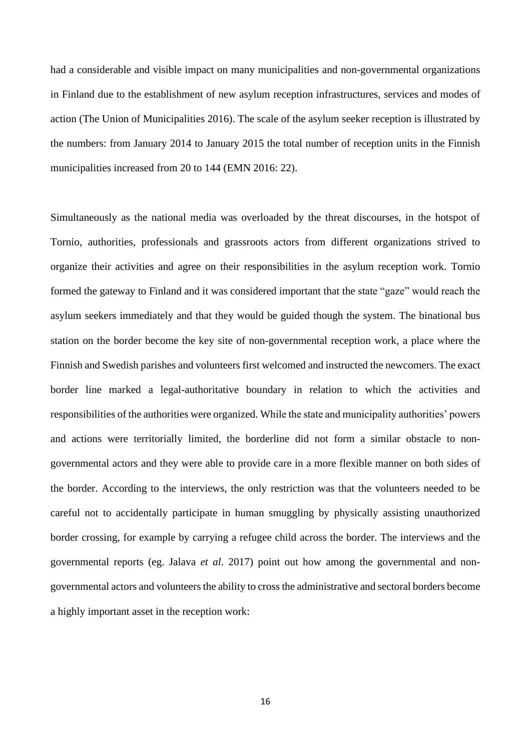had a considerable and visible impact on many municipalities and non-governmental organizations in Finland due to the establishment of new asylum reception infrastructures, services and modes of action (The Union of Municipalities 2016). The scale of the asylum seeker reception is illustrated by the numbers: from January 2014 to January 2015 the total number of reception units in the Finnish municipalities increased from 20 to 144 (EMN 2016: 22).

Simultaneously as the national media was overloaded by the threat discourses, in the hotspot of Tornio, authorities, professionals and grassroots actors from different organizations strived to organize their activities and agree on their responsibilities in the asylum reception work. Tornio formed the gateway to Finland and it was considered important that the state "gaze" would reach the asylum seekers immediately and that they would be guided though the system. The binational bus station on the border become the key site of non-governmental reception work, a place where the Finnish and Swedish parishes and volunteers first welcomed and instructed the newcomers. The exact border line marked a legal-authoritative boundary in relation to which the activities and responsibilities of the authorities were organized. While the state and municipality authorities' powers and actions were territorially limited, the borderline did not form a similar obstacle to non-governmental actors and they were able to provide care in a more flexible manner on both sides of the border. According to the interviews, the only restriction was that the volunteers needed to be careful not to accidentally participate in human smuggling by physically assisting unauthorized border crossing, for example by carrying a refugee child across the border. The interviews and the governmental reports (eg. Jalava *et al*. 2017) point out how among the governmental and non-governmental actors and volunteers the ability to cross the administrative and sectoral borders become a highly important asset in the reception work: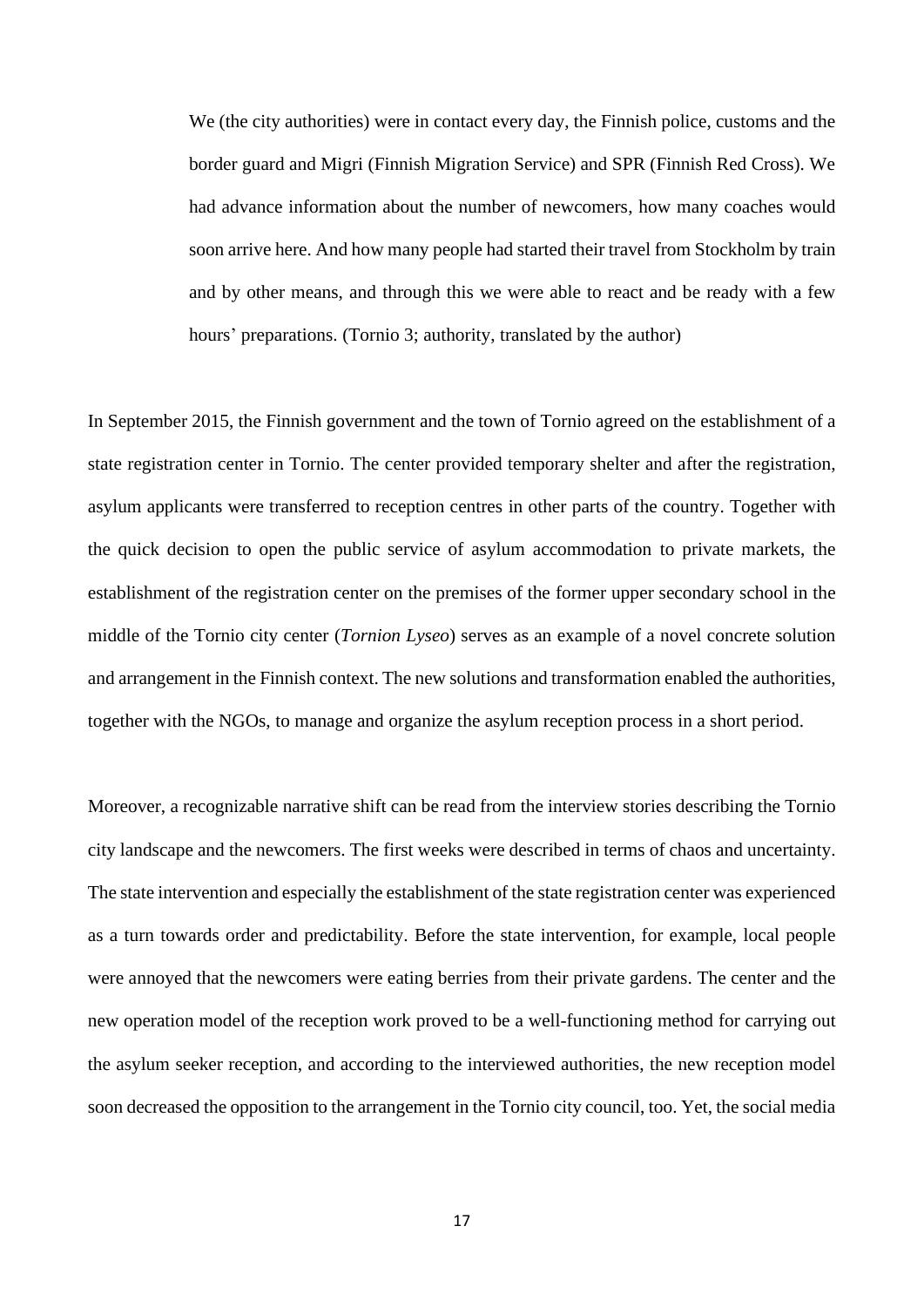> We (the city authorities) were in contact every day, the Finnish police, customs and the border guard and Migri (Finnish Migration Service) and SPR (Finnish Red Cross). We had advance information about the number of newcomers, how many coaches would soon arrive here. And how many people had started their travel from Stockholm by train and by other means, and through this we were able to react and be ready with a few hours' preparations. (Tornio 3; authority, translated by the author)

In September 2015, the Finnish government and the town of Tornio agreed on the establishment of a state registration center in Tornio. The center provided temporary shelter and after the registration, asylum applicants were transferred to reception centres in other parts of the country. Together with the quick decision to open the public service of asylum accommodation to private markets, the establishment of the registration center on the premises of the former upper secondary school in the middle of the Tornio city center (*Tornion Lyseo*) serves as an example of a novel concrete solution and arrangement in the Finnish context. The new solutions and transformation enabled the authorities, together with the NGOs, to manage and organize the asylum reception process in a short period.

Moreover, a recognizable narrative shift can be read from the interview stories describing the Tornio city landscape and the newcomers. The first weeks were described in terms of chaos and uncertainty. The state intervention and especially the establishment of the state registration center was experienced as a turn towards order and predictability. Before the state intervention, for example, local people were annoyed that the newcomers were eating berries from their private gardens. The center and the new operation model of the reception work proved to be a well-functioning method for carrying out the asylum seeker reception, and according to the interviewed authorities, the new reception model soon decreased the opposition to the arrangement in the Tornio city council, too. Yet, the social media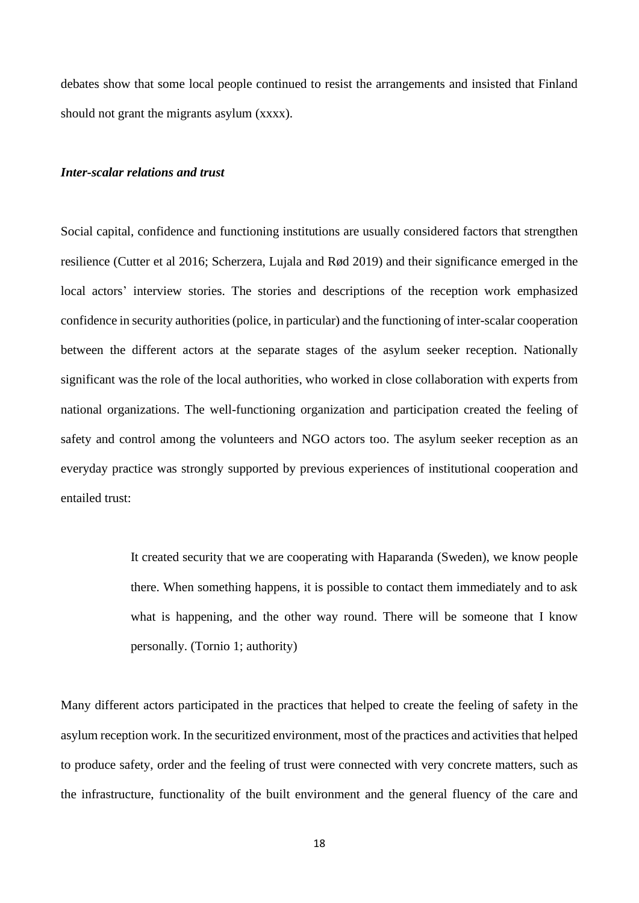debates show that some local people continued to resist the arrangements and insisted that Finland should not grant the migrants asylum (xxxx).

### *Inter-scalar relations and trust*

Social capital, confidence and functioning institutions are usually considered factors that strengthen resilience (Cutter et al 2016; Scherzera, Lujala and Rød 2019) and their significance emerged in the local actors' interview stories. The stories and descriptions of the reception work emphasized confidence in security authorities (police, in particular) and the functioning of inter-scalar cooperation between the different actors at the separate stages of the asylum seeker reception. Nationally significant was the role of the local authorities, who worked in close collaboration with experts from national organizations. The well-functioning organization and participation created the feeling of safety and control among the volunteers and NGO actors too. The asylum seeker reception as an everyday practice was strongly supported by previous experiences of institutional cooperation and entailed trust:

> It created security that we are cooperating with Haparanda (Sweden), we know people there. When something happens, it is possible to contact them immediately and to ask what is happening, and the other way round. There will be someone that I know personally. (Tornio 1; authority)

Many different actors participated in the practices that helped to create the feeling of safety in the asylum reception work. In the securitized environment, most of the practices and activities that helped to produce safety, order and the feeling of trust were connected with very concrete matters, such as the infrastructure, functionality of the built environment and the general fluency of the care and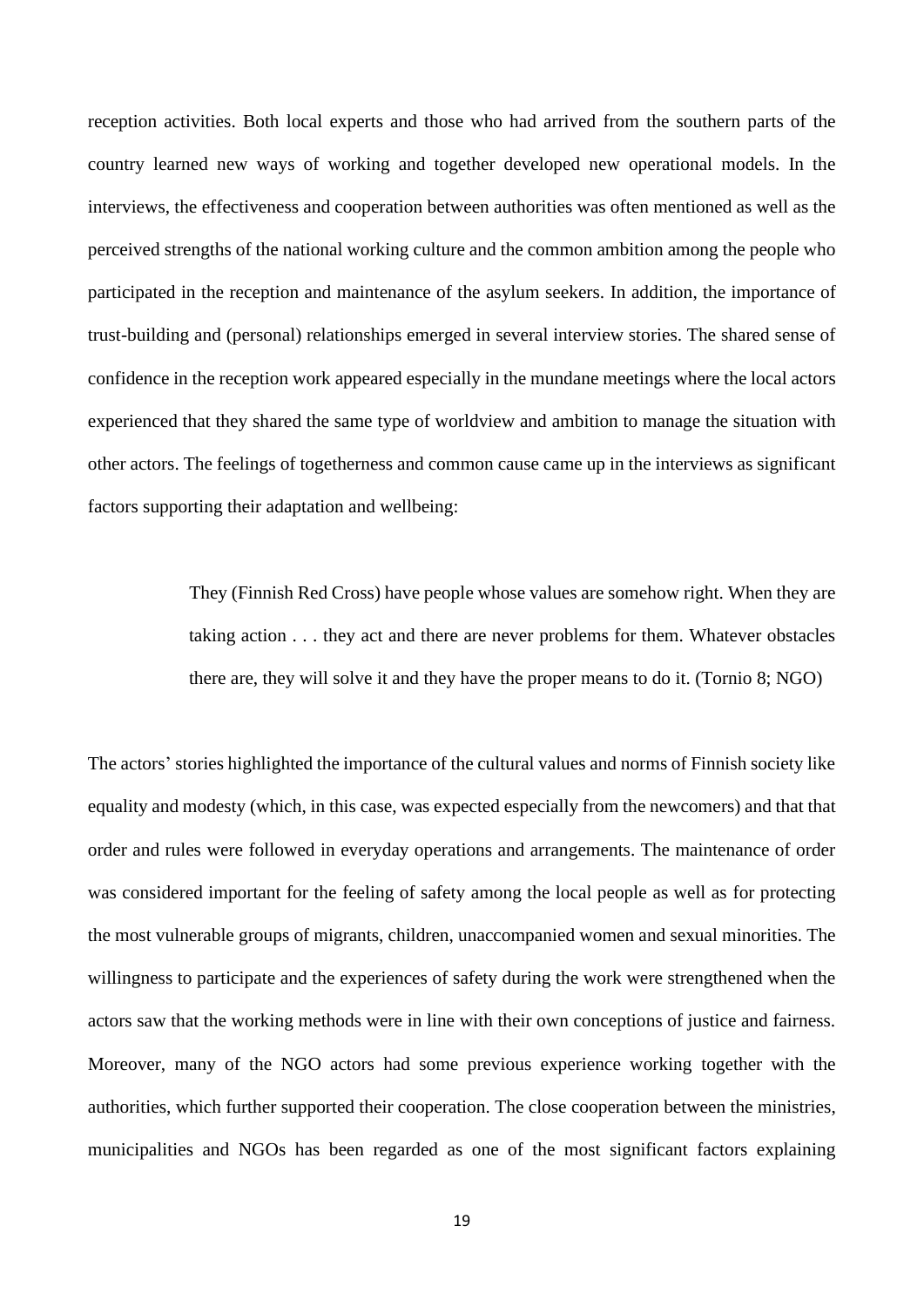reception activities. Both local experts and those who had arrived from the southern parts of the country learned new ways of working and together developed new operational models. In the interviews, the effectiveness and cooperation between authorities was often mentioned as well as the perceived strengths of the national working culture and the common ambition among the people who participated in the reception and maintenance of the asylum seekers. In addition, the importance of trust-building and (personal) relationships emerged in several interview stories. The shared sense of confidence in the reception work appeared especially in the mundane meetings where the local actors experienced that they shared the same type of worldview and ambition to manage the situation with other actors. The feelings of togetherness and common cause came up in the interviews as significant factors supporting their adaptation and wellbeing:

> They (Finnish Red Cross) have people whose values are somehow right. When they are taking action . . . they act and there are never problems for them. Whatever obstacles there are, they will solve it and they have the proper means to do it. (Tornio 8; NGO)

The actors' stories highlighted the importance of the cultural values and norms of Finnish society like equality and modesty (which, in this case, was expected especially from the newcomers) and that that order and rules were followed in everyday operations and arrangements. The maintenance of order was considered important for the feeling of safety among the local people as well as for protecting the most vulnerable groups of migrants, children, unaccompanied women and sexual minorities. The willingness to participate and the experiences of safety during the work were strengthened when the actors saw that the working methods were in line with their own conceptions of justice and fairness. Moreover, many of the NGO actors had some previous experience working together with the authorities, which further supported their cooperation. The close cooperation between the ministries, municipalities and NGOs has been regarded as one of the most significant factors explaining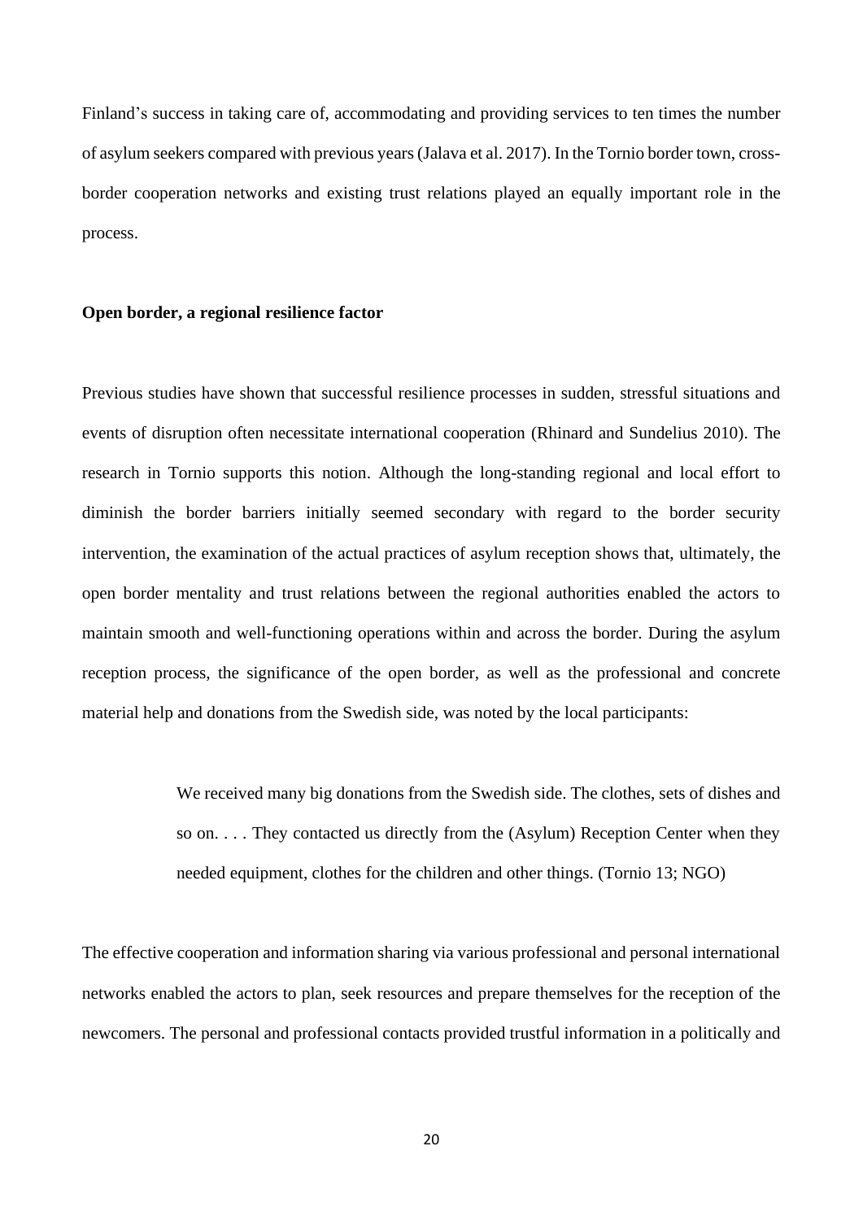Finland's success in taking care of, accommodating and providing services to ten times the number of asylum seekers compared with previous years (Jalava et al. 2017). In the Tornio border town, cross-border cooperation networks and existing trust relations played an equally important role in the process.

**Open border, a regional resilience factor**

Previous studies have shown that successful resilience processes in sudden, stressful situations and events of disruption often necessitate international cooperation (Rhinard and Sundelius 2010). The research in Tornio supports this notion. Although the long-standing regional and local effort to diminish the border barriers initially seemed secondary with regard to the border security intervention, the examination of the actual practices of asylum reception shows that, ultimately, the open border mentality and trust relations between the regional authorities enabled the actors to maintain smooth and well-functioning operations within and across the border. During the asylum reception process, the significance of the open border, as well as the professional and concrete material help and donations from the Swedish side, was noted by the local participants:

> We received many big donations from the Swedish side. The clothes, sets of dishes and so on. . . . They contacted us directly from the (Asylum) Reception Center when they needed equipment, clothes for the children and other things. (Tornio 13; NGO)

The effective cooperation and information sharing via various professional and personal international networks enabled the actors to plan, seek resources and prepare themselves for the reception of the newcomers. The personal and professional contacts provided trustful information in a politically and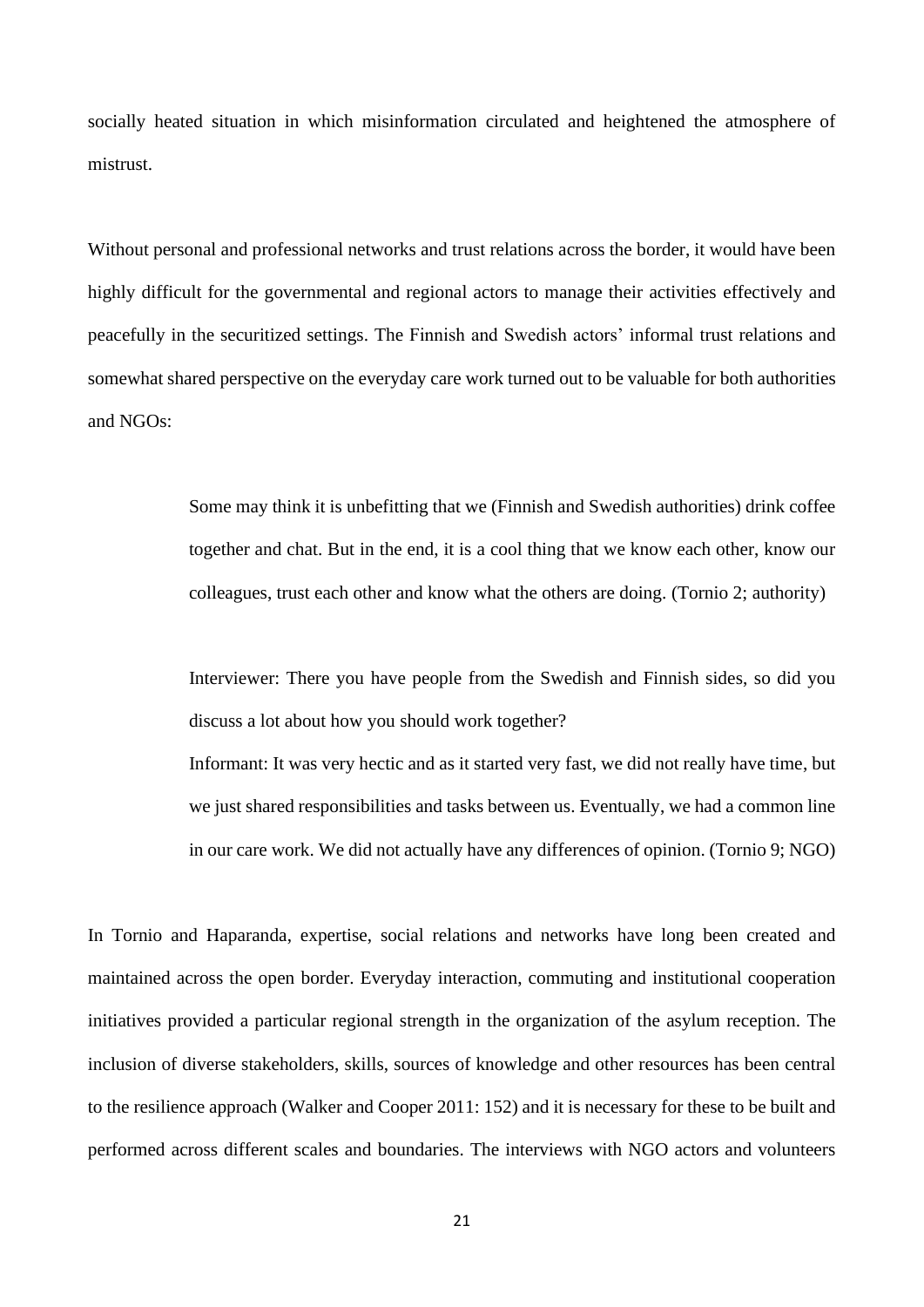socially heated situation in which misinformation circulated and heightened the atmosphere of mistrust.

Without personal and professional networks and trust relations across the border, it would have been highly difficult for the governmental and regional actors to manage their activities effectively and peacefully in the securitized settings. The Finnish and Swedish actors' informal trust relations and somewhat shared perspective on the everyday care work turned out to be valuable for both authorities and NGOs:

> Some may think it is unbefitting that we (Finnish and Swedish authorities) drink coffee together and chat. But in the end, it is a cool thing that we know each other, know our colleagues, trust each other and know what the others are doing. (Tornio 2; authority)

> Interviewer: There you have people from the Swedish and Finnish sides, so did you discuss a lot about how you should work together?
> Informant: It was very hectic and as it started very fast, we did not really have time, but we just shared responsibilities and tasks between us. Eventually, we had a common line in our care work. We did not actually have any differences of opinion. (Tornio 9; NGO)

In Tornio and Haparanda, expertise, social relations and networks have long been created and maintained across the open border. Everyday interaction, commuting and institutional cooperation initiatives provided a particular regional strength in the organization of the asylum reception. The inclusion of diverse stakeholders, skills, sources of knowledge and other resources has been central to the resilience approach (Walker and Cooper 2011: 152) and it is necessary for these to be built and performed across different scales and boundaries. The interviews with NGO actors and volunteers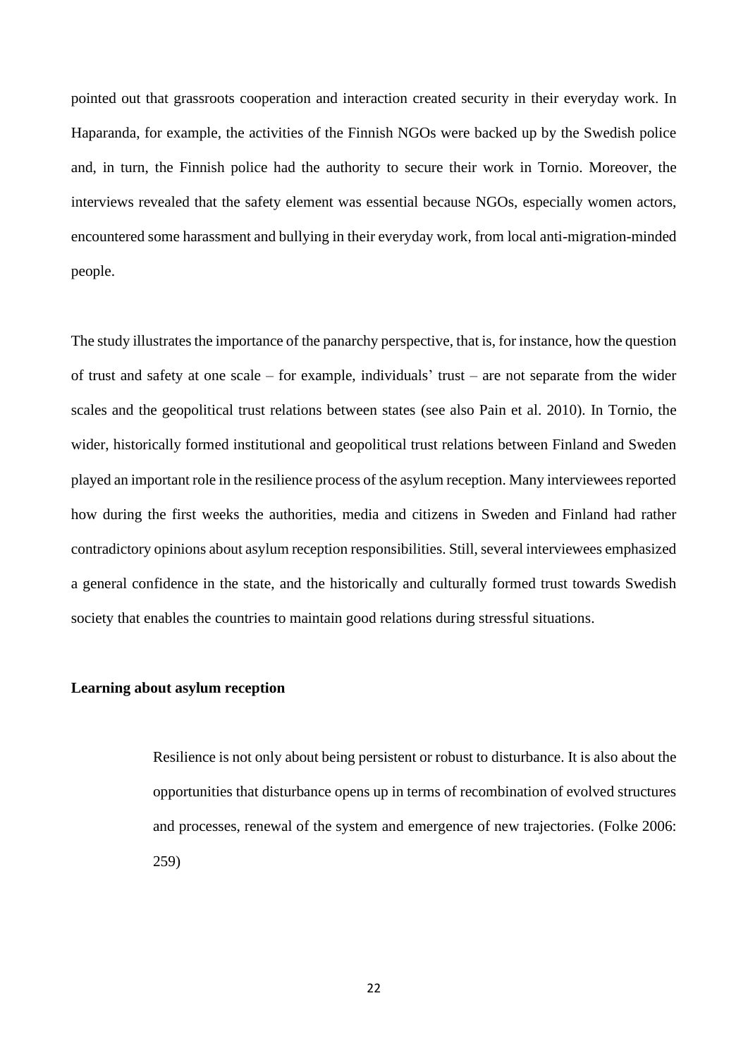pointed out that grassroots cooperation and interaction created security in their everyday work. In Haparanda, for example, the activities of the Finnish NGOs were backed up by the Swedish police and, in turn, the Finnish police had the authority to secure their work in Tornio. Moreover, the interviews revealed that the safety element was essential because NGOs, especially women actors, encountered some harassment and bullying in their everyday work, from local anti-migration-minded people.

The study illustrates the importance of the panarchy perspective, that is, for instance, how the question of trust and safety at one scale – for example, individuals' trust – are not separate from the wider scales and the geopolitical trust relations between states (see also Pain et al. 2010). In Tornio, the wider, historically formed institutional and geopolitical trust relations between Finland and Sweden played an important role in the resilience process of the asylum reception. Many interviewees reported how during the first weeks the authorities, media and citizens in Sweden and Finland had rather contradictory opinions about asylum reception responsibilities. Still, several interviewees emphasized a general confidence in the state, and the historically and culturally formed trust towards Swedish society that enables the countries to maintain good relations during stressful situations.

**Learning about asylum reception**

> Resilience is not only about being persistent or robust to disturbance. It is also about the opportunities that disturbance opens up in terms of recombination of evolved structures and processes, renewal of the system and emergence of new trajectories. (Folke 2006: 259)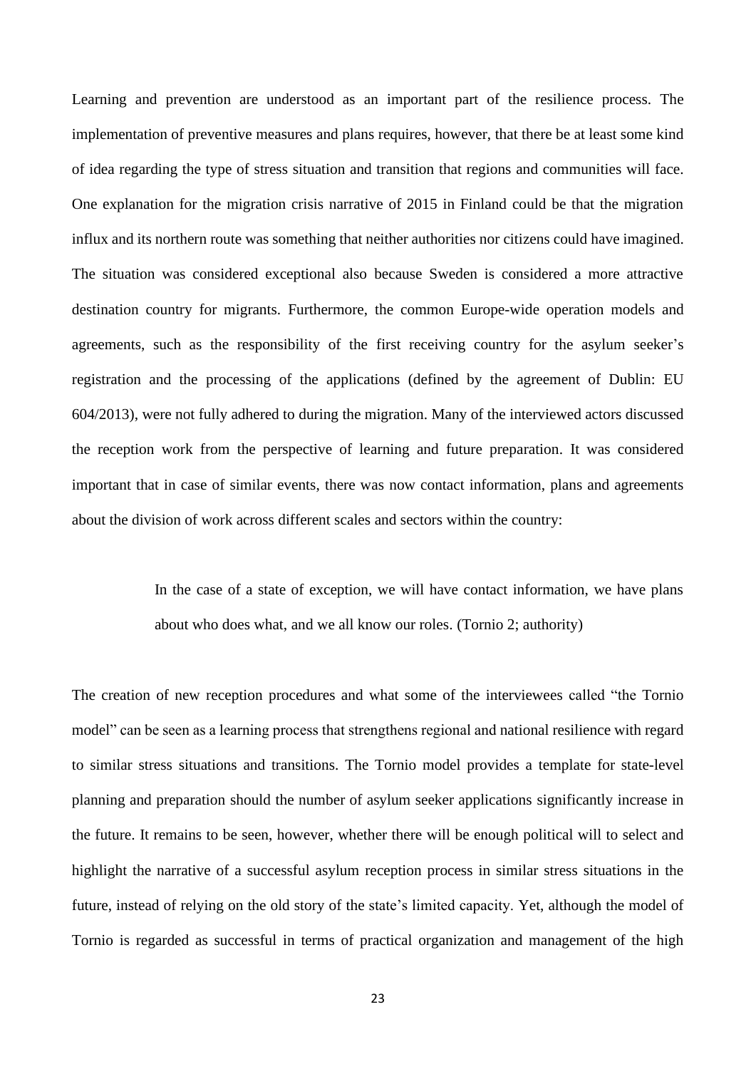Learning and prevention are understood as an important part of the resilience process. The implementation of preventive measures and plans requires, however, that there be at least some kind of idea regarding the type of stress situation and transition that regions and communities will face. One explanation for the migration crisis narrative of 2015 in Finland could be that the migration influx and its northern route was something that neither authorities nor citizens could have imagined. The situation was considered exceptional also because Sweden is considered a more attractive destination country for migrants. Furthermore, the common Europe-wide operation models and agreements, such as the responsibility of the first receiving country for the asylum seeker's registration and the processing of the applications (defined by the agreement of Dublin: EU 604/2013), were not fully adhered to during the migration. Many of the interviewed actors discussed the reception work from the perspective of learning and future preparation. It was considered important that in case of similar events, there was now contact information, plans and agreements about the division of work across different scales and sectors within the country:

> In the case of a state of exception, we will have contact information, we have plans about who does what, and we all know our roles. (Tornio 2; authority)

The creation of new reception procedures and what some of the interviewees called "the Tornio model" can be seen as a learning process that strengthens regional and national resilience with regard to similar stress situations and transitions. The Tornio model provides a template for state-level planning and preparation should the number of asylum seeker applications significantly increase in the future. It remains to be seen, however, whether there will be enough political will to select and highlight the narrative of a successful asylum reception process in similar stress situations in the future, instead of relying on the old story of the state's limited capacity. Yet, although the model of Tornio is regarded as successful in terms of practical organization and management of the high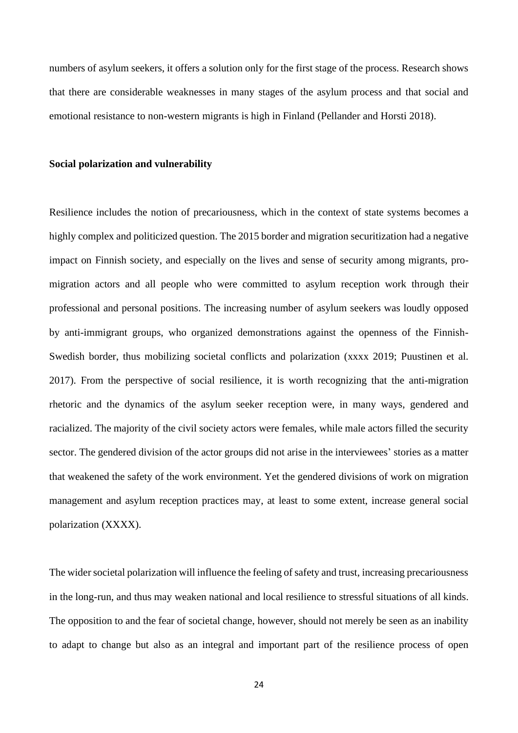numbers of asylum seekers, it offers a solution only for the first stage of the process. Research shows that there are considerable weaknesses in many stages of the asylum process and that social and emotional resistance to non-western migrants is high in Finland (Pellander and Horsti 2018).

### Social polarization and vulnerability

Resilience includes the notion of precariousness, which in the context of state systems becomes a highly complex and politicized question. The 2015 border and migration securitization had a negative impact on Finnish society, and especially on the lives and sense of security among migrants, pro-migration actors and all people who were committed to asylum reception work through their professional and personal positions. The increasing number of asylum seekers was loudly opposed by anti-immigrant groups, who organized demonstrations against the openness of the Finnish-Swedish border, thus mobilizing societal conflicts and polarization (xxxx 2019; Puustinen et al. 2017). From the perspective of social resilience, it is worth recognizing that the anti-migration rhetoric and the dynamics of the asylum seeker reception were, in many ways, gendered and racialized. The majority of the civil society actors were females, while male actors filled the security sector. The gendered division of the actor groups did not arise in the interviewees' stories as a matter that weakened the safety of the work environment. Yet the gendered divisions of work on migration management and asylum reception practices may, at least to some extent, increase general social polarization (XXXX).

The wider societal polarization will influence the feeling of safety and trust, increasing precariousness in the long-run, and thus may weaken national and local resilience to stressful situations of all kinds. The opposition to and the fear of societal change, however, should not merely be seen as an inability to adapt to change but also as an integral and important part of the resilience process of open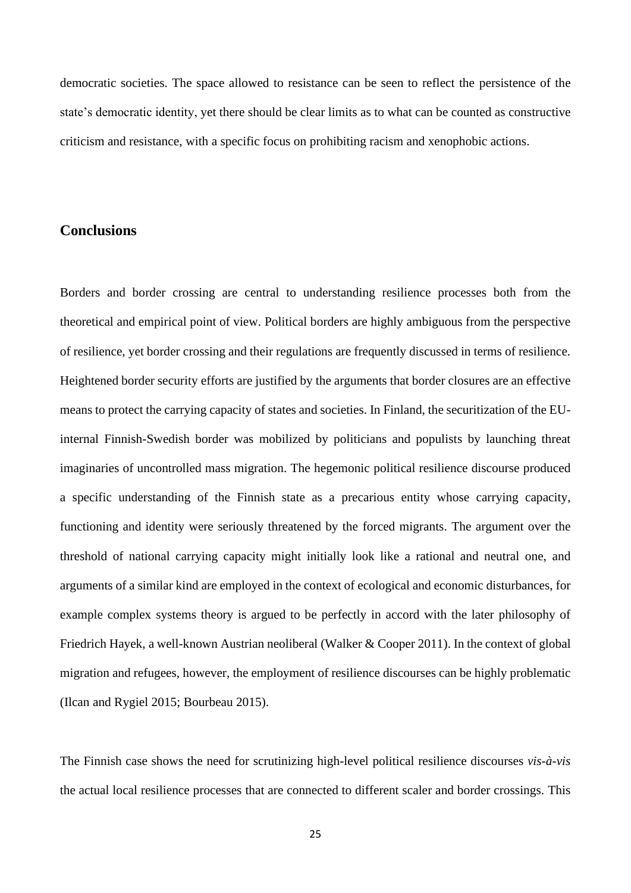democratic societies. The space allowed to resistance can be seen to reflect the persistence of the state's democratic identity, yet there should be clear limits as to what can be counted as constructive criticism and resistance, with a specific focus on prohibiting racism and xenophobic actions.

## Conclusions

Borders and border crossing are central to understanding resilience processes both from the theoretical and empirical point of view. Political borders are highly ambiguous from the perspective of resilience, yet border crossing and their regulations are frequently discussed in terms of resilience. Heightened border security efforts are justified by the arguments that border closures are an effective means to protect the carrying capacity of states and societies. In Finland, the securitization of the EU-internal Finnish-Swedish border was mobilized by politicians and populists by launching threat imaginaries of uncontrolled mass migration. The hegemonic political resilience discourse produced a specific understanding of the Finnish state as a precarious entity whose carrying capacity, functioning and identity were seriously threatened by the forced migrants. The argument over the threshold of national carrying capacity might initially look like a rational and neutral one, and arguments of a similar kind are employed in the context of ecological and economic disturbances, for example complex systems theory is argued to be perfectly in accord with the later philosophy of Friedrich Hayek, a well-known Austrian neoliberal (Walker & Cooper 2011). In the context of global migration and refugees, however, the employment of resilience discourses can be highly problematic (Ilcan and Rygiel 2015; Bourbeau 2015).

The Finnish case shows the need for scrutinizing high-level political resilience discourses *vis-à-vis* the actual local resilience processes that are connected to different scaler and border crossings. This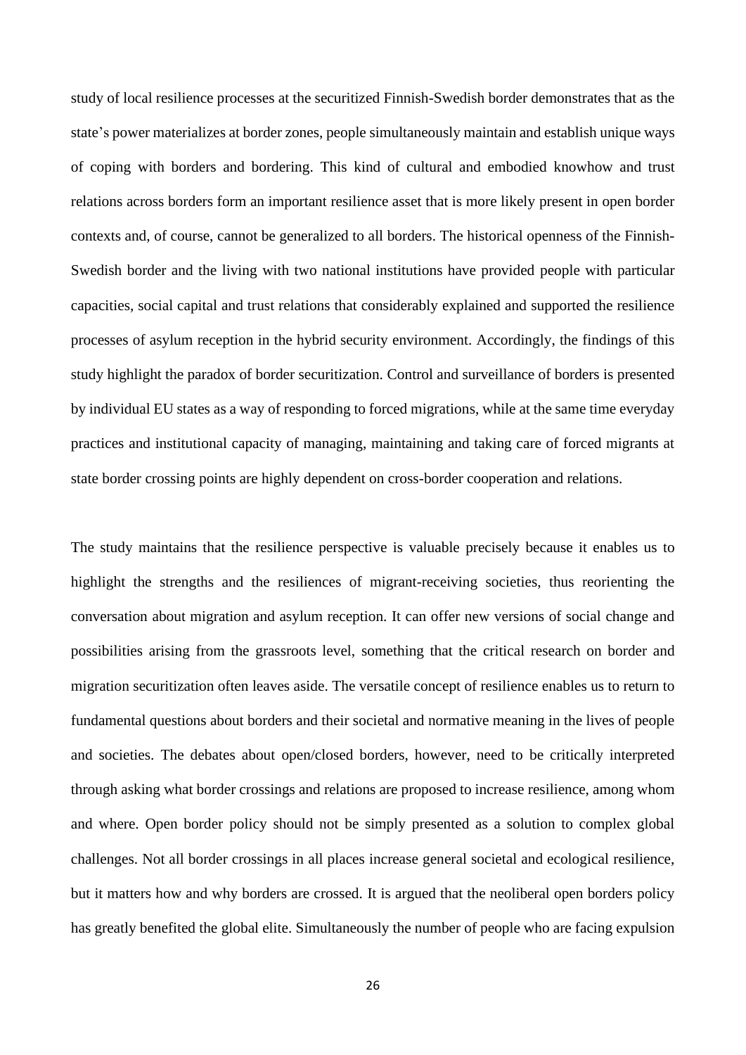study of local resilience processes at the securitized Finnish-Swedish border demonstrates that as the state's power materializes at border zones, people simultaneously maintain and establish unique ways of coping with borders and bordering. This kind of cultural and embodied knowhow and trust relations across borders form an important resilience asset that is more likely present in open border contexts and, of course, cannot be generalized to all borders. The historical openness of the Finnish-Swedish border and the living with two national institutions have provided people with particular capacities, social capital and trust relations that considerably explained and supported the resilience processes of asylum reception in the hybrid security environment. Accordingly, the findings of this study highlight the paradox of border securitization. Control and surveillance of borders is presented by individual EU states as a way of responding to forced migrations, while at the same time everyday practices and institutional capacity of managing, maintaining and taking care of forced migrants at state border crossing points are highly dependent on cross-border cooperation and relations.

The study maintains that the resilience perspective is valuable precisely because it enables us to highlight the strengths and the resiliences of migrant-receiving societies, thus reorienting the conversation about migration and asylum reception. It can offer new versions of social change and possibilities arising from the grassroots level, something that the critical research on border and migration securitization often leaves aside. The versatile concept of resilience enables us to return to fundamental questions about borders and their societal and normative meaning in the lives of people and societies. The debates about open/closed borders, however, need to be critically interpreted through asking what border crossings and relations are proposed to increase resilience, among whom and where. Open border policy should not be simply presented as a solution to complex global challenges. Not all border crossings in all places increase general societal and ecological resilience, but it matters how and why borders are crossed. It is argued that the neoliberal open borders policy has greatly benefited the global elite. Simultaneously the number of people who are facing expulsion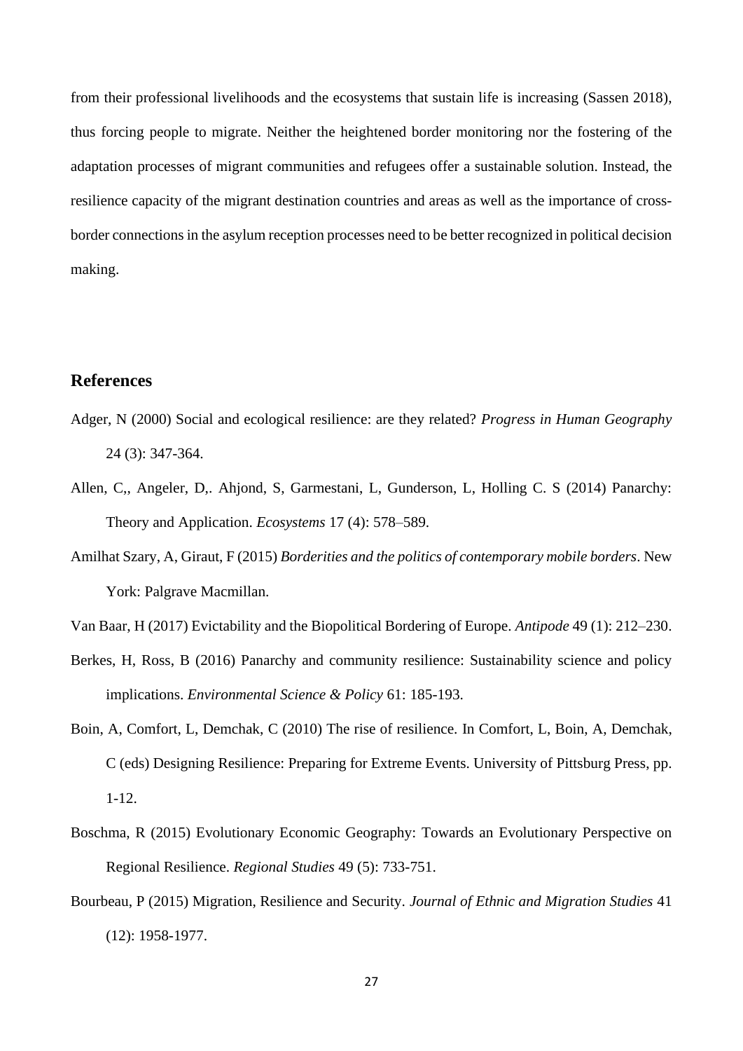from their professional livelihoods and the ecosystems that sustain life is increasing (Sassen 2018), thus forcing people to migrate. Neither the heightened border monitoring nor the fostering of the adaptation processes of migrant communities and refugees offer a sustainable solution. Instead, the resilience capacity of the migrant destination countries and areas as well as the importance of cross-border connections in the asylum reception processes need to be better recognized in political decision making.

## References

Adger, N (2000) Social and ecological resilience: are they related? *Progress in Human Geography* 24 (3): 347-364.

Allen, C,, Angeler, D,. Ahjond, S, Garmestani, L, Gunderson, L, Holling C. S (2014) Panarchy: Theory and Application. *Ecosystems* 17 (4): 578–589.

Amilhat Szary, A, Giraut, F (2015) *Borderities and the politics of contemporary mobile borders*. New York: Palgrave Macmillan.

Van Baar, H (2017) Evictability and the Biopolitical Bordering of Europe. *Antipode* 49 (1): 212–230.

Berkes, H, Ross, B (2016) Panarchy and community resilience: Sustainability science and policy implications. *Environmental Science & Policy* 61: 185-193.

Boin, A, Comfort, L, Demchak, C (2010) The rise of resilience. In Comfort, L, Boin, A, Demchak, C (eds) Designing Resilience: Preparing for Extreme Events. University of Pittsburg Press, pp. 1-12.

Boschma, R (2015) Evolutionary Economic Geography: Towards an Evolutionary Perspective on Regional Resilience. *Regional Studies* 49 (5): 733-751.

Bourbeau, P (2015) Migration, Resilience and Security. *Journal of Ethnic and Migration Studies* 41 (12): 1958-1977.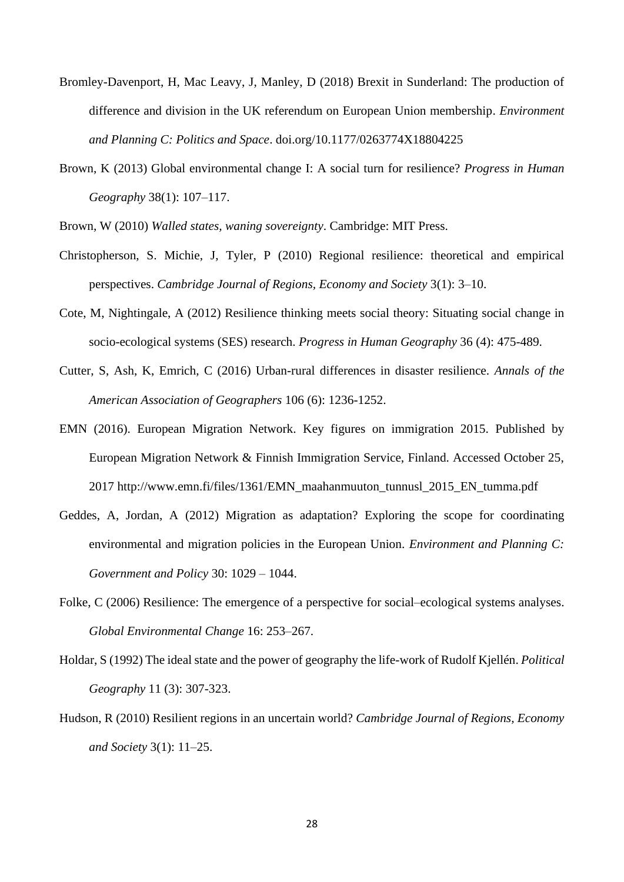Bromley-Davenport, H, Mac Leavy, J, Manley, D (2018) Brexit in Sunderland: The production of difference and division in the UK referendum on European Union membership. *Environment and Planning C: Politics and Space*. doi.org/10.1177/0263774X18804225

Brown, K (2013) Global environmental change I: A social turn for resilience? *Progress in Human Geography* 38(1): 107–117.

Brown, W (2010) *Walled states, waning sovereignty*. Cambridge: MIT Press.

Christopherson, S. Michie, J, Tyler, P (2010) Regional resilience: theoretical and empirical perspectives. *Cambridge Journal of Regions, Economy and Society* 3(1): 3–10.

Cote, M, Nightingale, A (2012) Resilience thinking meets social theory: Situating social change in socio-ecological systems (SES) research. *Progress in Human Geography* 36 (4): 475-489.

Cutter, S, Ash, K, Emrich, C (2016) Urban-rural differences in disaster resilience. *Annals of the American Association of Geographers* 106 (6): 1236-1252.

EMN (2016). European Migration Network. Key figures on immigration 2015. Published by European Migration Network & Finnish Immigration Service, Finland. Accessed October 25, 2017 http://www.emn.fi/files/1361/EMN_maahanmuuton_tunnusl_2015_EN_tumma.pdf

Geddes, A, Jordan, A (2012) Migration as adaptation? Exploring the scope for coordinating environmental and migration policies in the European Union. *Environment and Planning C: Government and Policy* 30: 1029 – 1044.

Folke, C (2006) Resilience: The emergence of a perspective for social–ecological systems analyses. *Global Environmental Change* 16: 253–267.

Holdar, S (1992) The ideal state and the power of geography the life-work of Rudolf Kjellén. *Political Geography* 11 (3): 307-323.

Hudson, R (2010) Resilient regions in an uncertain world? *Cambridge Journal of Regions, Economy and Society* 3(1): 11–25.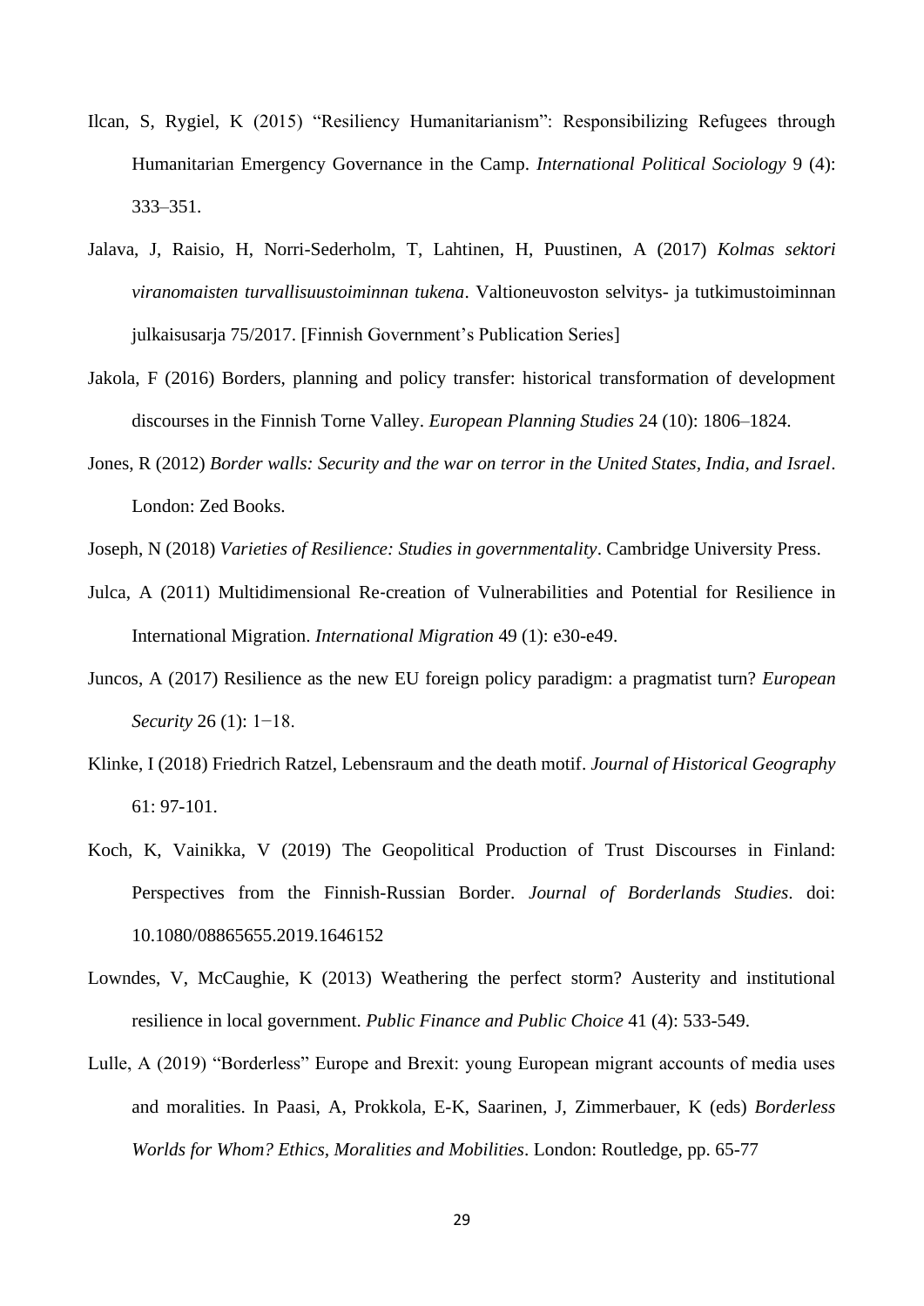Ilcan, S, Rygiel, K (2015) "Resiliency Humanitarianism": Responsibilizing Refugees through Humanitarian Emergency Governance in the Camp. *International Political Sociology* 9 (4): 333–351.

Jalava, J, Raisio, H, Norri-Sederholm, T, Lahtinen, H, Puustinen, A (2017) *Kolmas sektori viranomaisten turvallisuustoiminnan tukena*. Valtioneuvoston selvitys- ja tutkimustoiminnan julkaisusarja 75/2017. [Finnish Government's Publication Series]

Jakola, F (2016) Borders, planning and policy transfer: historical transformation of development discourses in the Finnish Torne Valley. *European Planning Studies* 24 (10): 1806–1824.

Jones, R (2012) *Border walls: Security and the war on terror in the United States, India, and Israel*. London: Zed Books.

Joseph, N (2018) *Varieties of Resilience: Studies in governmentality*. Cambridge University Press.

Julca, A (2011) Multidimensional Re-creation of Vulnerabilities and Potential for Resilience in International Migration. *International Migration* 49 (1): e30-e49.

Juncos, A (2017) Resilience as the new EU foreign policy paradigm: a pragmatist turn? *European Security* 26 (1): 1−18.

Klinke, I (2018) Friedrich Ratzel, Lebensraum and the death motif. *Journal of Historical Geography* 61: 97-101.

Koch, K, Vainikka, V (2019) The Geopolitical Production of Trust Discourses in Finland: Perspectives from the Finnish-Russian Border. *Journal of Borderlands Studies*. doi: 10.1080/08865655.2019.1646152

Lowndes, V, McCaughie, K (2013) Weathering the perfect storm? Austerity and institutional resilience in local government. *Public Finance and Public Choice* 41 (4): 533-549.

Lulle, A (2019) "Borderless" Europe and Brexit: young European migrant accounts of media uses and moralities. In Paasi, A, Prokkola, E-K, Saarinen, J, Zimmerbauer, K (eds) *Borderless Worlds for Whom? Ethics, Moralities and Mobilities*. London: Routledge, pp. 65-77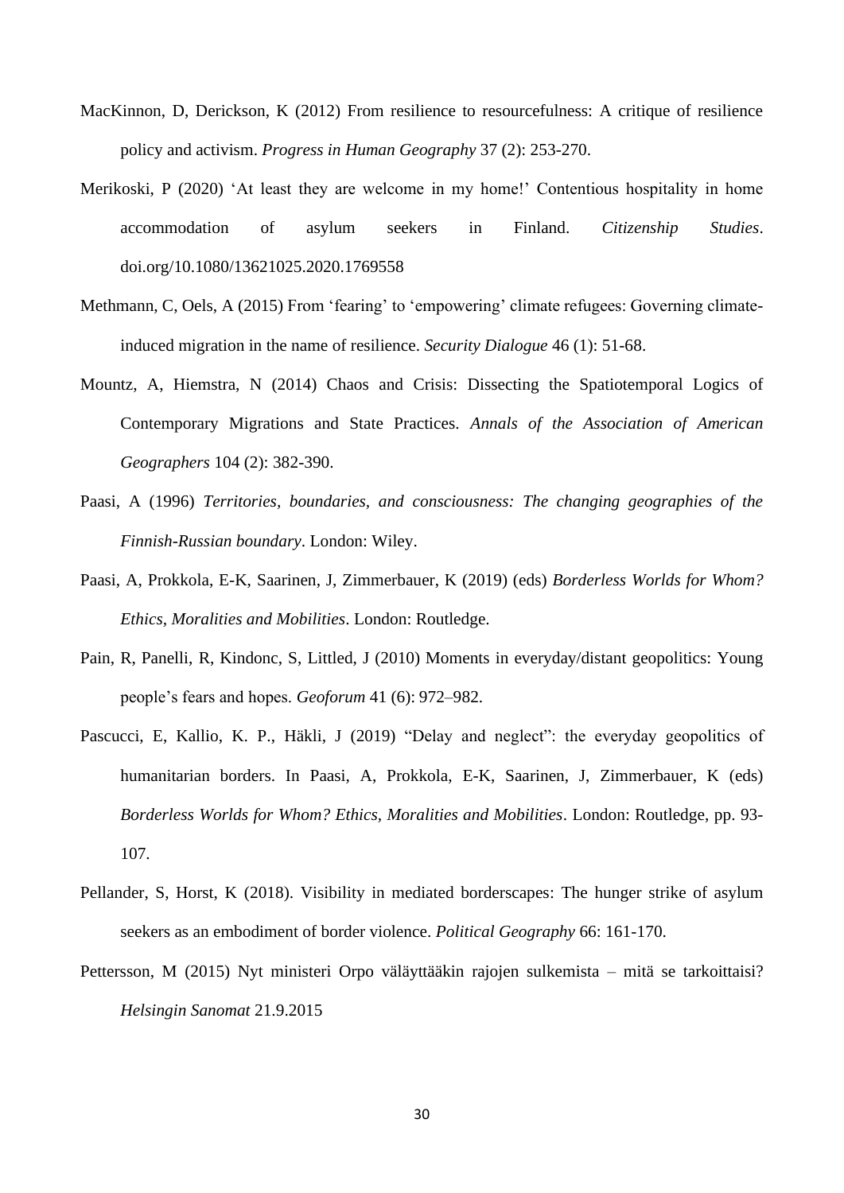MacKinnon, D, Derickson, K (2012) From resilience to resourcefulness: A critique of resilience policy and activism. *Progress in Human Geography* 37 (2): 253-270.

Merikoski, P (2020) 'At least they are welcome in my home!' Contentious hospitality in home accommodation of asylum seekers in Finland. *Citizenship Studies*. doi.org/10.1080/13621025.2020.1769558

Methmann, C, Oels, A (2015) From 'fearing' to 'empowering' climate refugees: Governing climate-induced migration in the name of resilience. *Security Dialogue* 46 (1): 51-68.

Mountz, A, Hiemstra, N (2014) Chaos and Crisis: Dissecting the Spatiotemporal Logics of Contemporary Migrations and State Practices. *Annals of the Association of American Geographers* 104 (2): 382-390.

Paasi, A (1996) *Territories, boundaries, and consciousness: The changing geographies of the Finnish-Russian boundary*. London: Wiley.

Paasi, A, Prokkola, E-K, Saarinen, J, Zimmerbauer, K (2019) (eds) *Borderless Worlds for Whom? Ethics, Moralities and Mobilities*. London: Routledge.

Pain, R, Panelli, R, Kindonc, S, Littled, J (2010) Moments in everyday/distant geopolitics: Young people's fears and hopes. *Geoforum* 41 (6): 972–982.

Pascucci, E, Kallio, K. P., Häkli, J (2019) "Delay and neglect": the everyday geopolitics of humanitarian borders. In Paasi, A, Prokkola, E-K, Saarinen, J, Zimmerbauer, K (eds) *Borderless Worlds for Whom? Ethics, Moralities and Mobilities*. London: Routledge, pp. 93-107.

Pellander, S, Horst, K (2018). Visibility in mediated borderscapes: The hunger strike of asylum seekers as an embodiment of border violence. *Political Geography* 66: 161-170.

Pettersson, M (2015) Nyt ministeri Orpo väläyttääkin rajojen sulkemista – mitä se tarkoittaisi? *Helsingin Sanomat* 21.9.2015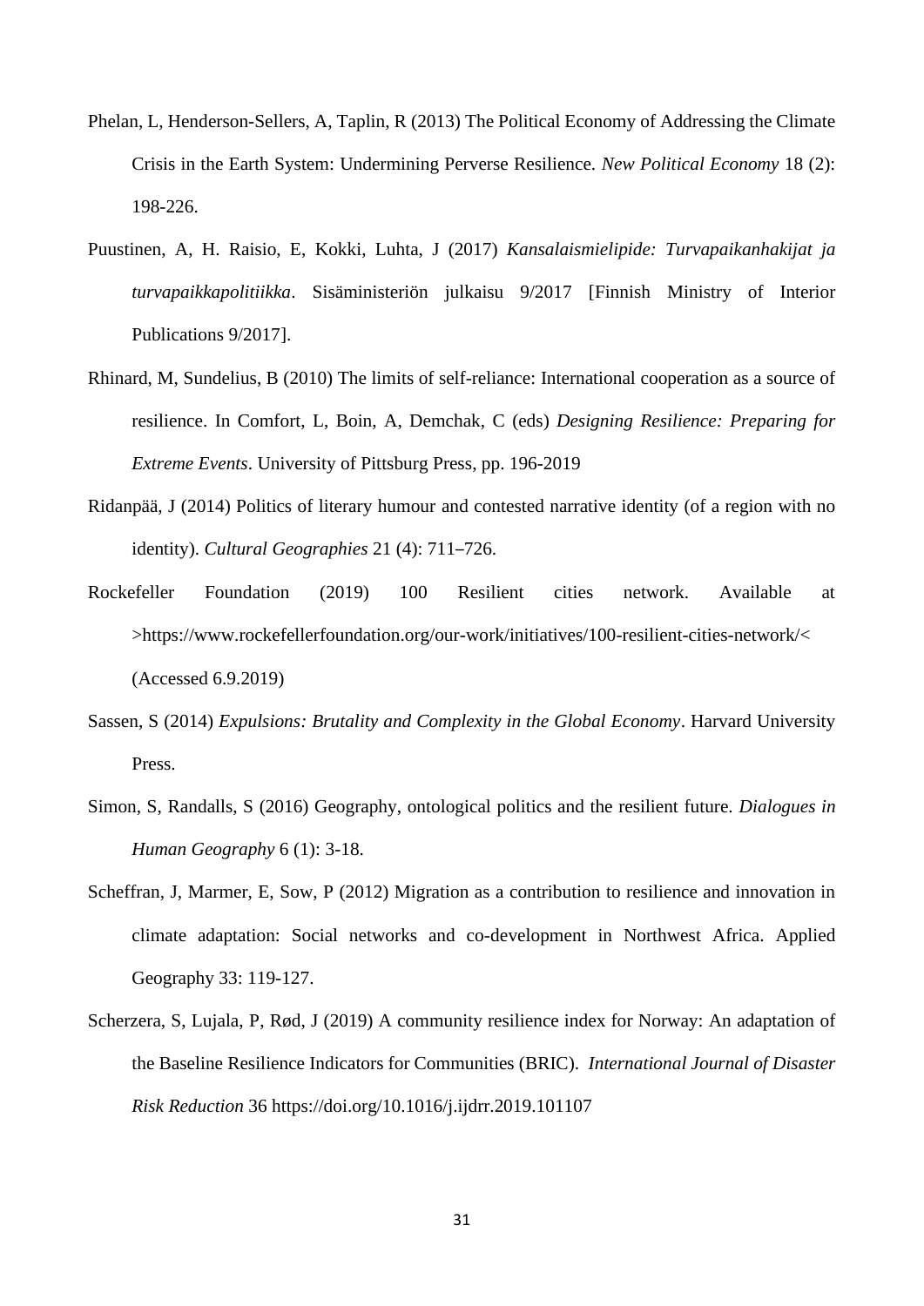Phelan, L, Henderson-Sellers, A, Taplin, R (2013) The Political Economy of Addressing the Climate Crisis in the Earth System: Undermining Perverse Resilience. *New Political Economy* 18 (2): 198-226.

Puustinen, A, H. Raisio, E, Kokki, Luhta, J (2017) *Kansalaismielipide: Turvapaikanhakijat ja turvapaikkapolitiikka*. Sisäministeriön julkaisu 9/2017 [Finnish Ministry of Interior Publications 9/2017].

Rhinard, M, Sundelius, B (2010) The limits of self-reliance: International cooperation as a source of resilience. In Comfort, L, Boin, A, Demchak, C (eds) *Designing Resilience: Preparing for Extreme Events*. University of Pittsburg Press, pp. 196-2019

Ridanpää, J (2014) Politics of literary humour and contested narrative identity (of a region with no identity). *Cultural Geographies* 21 (4): 711–726.

Rockefeller Foundation (2019) 100 Resilient cities network. Available at >https://www.rockefellerfoundation.org/our-work/initiatives/100-resilient-cities-network/< (Accessed 6.9.2019)

Sassen, S (2014) *Expulsions: Brutality and Complexity in the Global Economy*. Harvard University Press.

Simon, S, Randalls, S (2016) Geography, ontological politics and the resilient future. *Dialogues in Human Geography* 6 (1): 3-18.

Scheffran, J, Marmer, E, Sow, P (2012) Migration as a contribution to resilience and innovation in climate adaptation: Social networks and co-development in Northwest Africa. Applied Geography 33: 119-127.

Scherzera, S, Lujala, P, Rød, J (2019) A community resilience index for Norway: An adaptation of the Baseline Resilience Indicators for Communities (BRIC). *International Journal of Disaster Risk Reduction* 36 https://doi.org/10.1016/j.ijdrr.2019.101107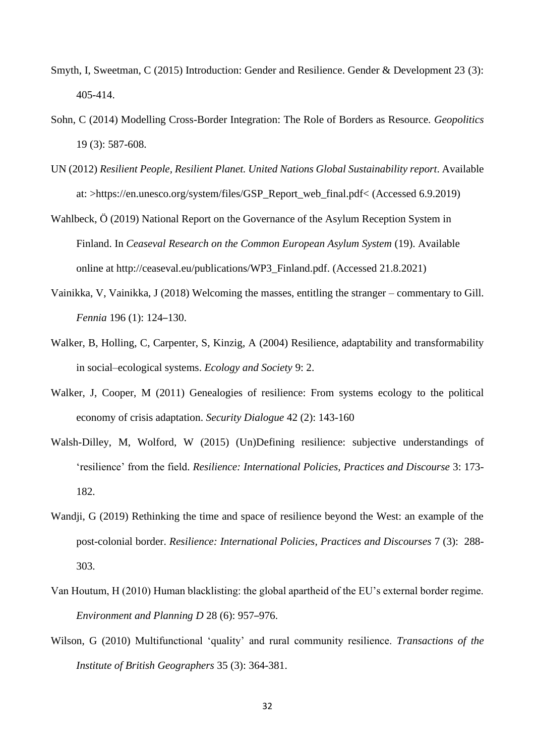Smyth, I, Sweetman, C (2015) Introduction: Gender and Resilience. Gender & Development 23 (3): 405-414.

Sohn, C (2014) Modelling Cross-Border Integration: The Role of Borders as Resource. *Geopolitics* 19 (3): 587-608.

UN (2012) *Resilient People, Resilient Planet. United Nations Global Sustainability report*. Available at: >https://en.unesco.org/system/files/GSP_Report_web_final.pdf< (Accessed 6.9.2019)

Wahlbeck, Ö (2019) National Report on the Governance of the Asylum Reception System in Finland. In *Ceaseval Research on the Common European Asylum System* (19). Available online at http://ceaseval.eu/publications/WP3_Finland.pdf. (Accessed 21.8.2021)

Vainikka, V, Vainikka, J (2018) Welcoming the masses, entitling the stranger – commentary to Gill. *Fennia* 196 (1): 124–130.

Walker, B, Holling, C, Carpenter, S, Kinzig, A (2004) Resilience, adaptability and transformability in social–ecological systems. *Ecology and Society* 9: 2.

Walker, J, Cooper, M (2011) Genealogies of resilience: From systems ecology to the political economy of crisis adaptation. *Security Dialogue* 42 (2): 143-160

Walsh-Dilley, M, Wolford, W (2015) (Un)Defining resilience: subjective understandings of 'resilience' from the field. *Resilience: International Policies, Practices and Discourse* 3: 173-182.

Wandji, G (2019) Rethinking the time and space of resilience beyond the West: an example of the post-colonial border. *Resilience: International Policies, Practices and Discourses* 7 (3): 288-303.

Van Houtum, H (2010) Human blacklisting: the global apartheid of the EU's external border regime. *Environment and Planning D* 28 (6): 957–976.

Wilson, G (2010) Multifunctional 'quality' and rural community resilience. *Transactions of the Institute of British Geographers* 35 (3): 364-381.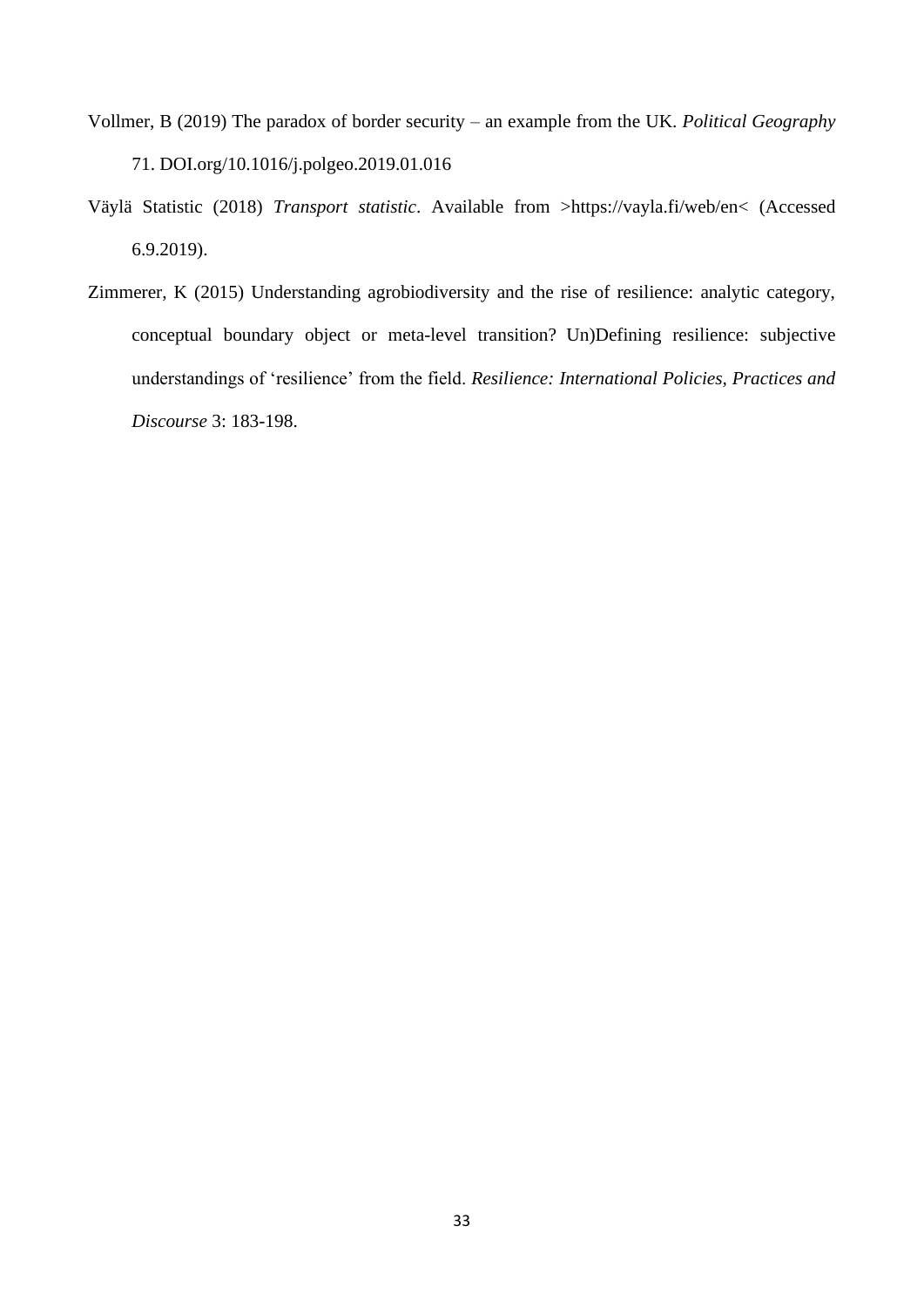Vollmer, B (2019) The paradox of border security – an example from the UK. *Political Geography* 71. DOI.org/10.1016/j.polgeo.2019.01.016

Väylä Statistic (2018) *Transport statistic*. Available from >https://vayla.fi/web/en< (Accessed 6.9.2019).

Zimmerer, K (2015) Understanding agrobiodiversity and the rise of resilience: analytic category, conceptual boundary object or meta-level transition? Un)Defining resilience: subjective understandings of 'resilience' from the field. *Resilience: International Policies, Practices and Discourse* 3: 183-198.